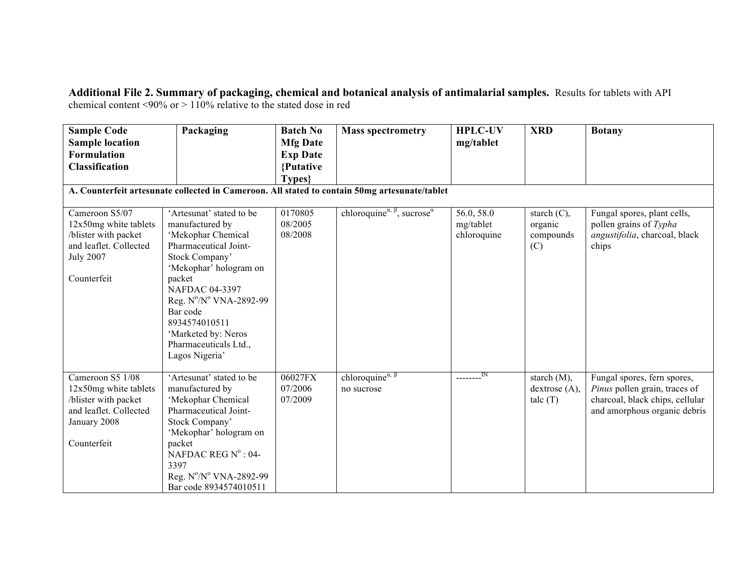**Additional File 2. Summary of packaging, chemical and botanical analysis of antimalarial samples.** Results for tablets with API chemical content <90% or > 110% relative to the stated dose in red

| **Sample Code Sample location Formulation Classification** | **Packaging** | **Batch No Mfg Date Exp Date {Putative Types}** | **Mass spectrometry** | **HPLC-UV mg/tablet** | **XRD** | **Botany** |
|---|---|---|---|---|---|---|
| **A. Counterfeit artesunate collected in Cameroon. All stated to contain 50mg artesunate/tablet** | | | | | | |
| Cameroon S5/07 12x50mg white tablets /blister with packet and leaflet. Collected July 2007<br><br>Counterfeit | 'Artesunat' stated to be manufactured by 'Mekophar Chemical Pharmaceutical Joint-Stock Company' 'Mekophar' hologram on packet NAFDAC 04-3397 Reg. N°/N° VNA-2892-99 Bar code 8934574010511 'Marketed by: Neros Pharmaceuticals Ltd., Lagos Nigeria' | 0170805 08/2005 08/2008 | chloroquine$^{\alpha, \beta}$, sucrose$^{\alpha}$ | 56.0, 58.0 mg/tablet chloroquine | starch (C), organic compounds (C) | Fungal spores, plant cells, pollen grains of *Typha angustifolia*, charcoal, black chips |
| Cameroon S5 1/08 12x50mg white tablets /blister with packet and leaflet. Collected January 2008<br><br>Counterfeit | 'Artesunat' stated to be manufactured by 'Mekophar Chemical Pharmaceutical Joint-Stock Company' 'Mekophar' hologram on packet NAFDAC REG N° : 04-3397 Reg. N°/N° VNA-2892-99 Bar code 8934574010511 | 06027FX 07/2006 07/2009 | chloroquine$^{\alpha, \beta}$ no sucrose | --------[IN] | starch (M), dextrose (A), talc (T) | Fungal spores, fern spores, *Pinus* pollen grain, traces of charcoal, black chips, cellular and amorphous organic debris |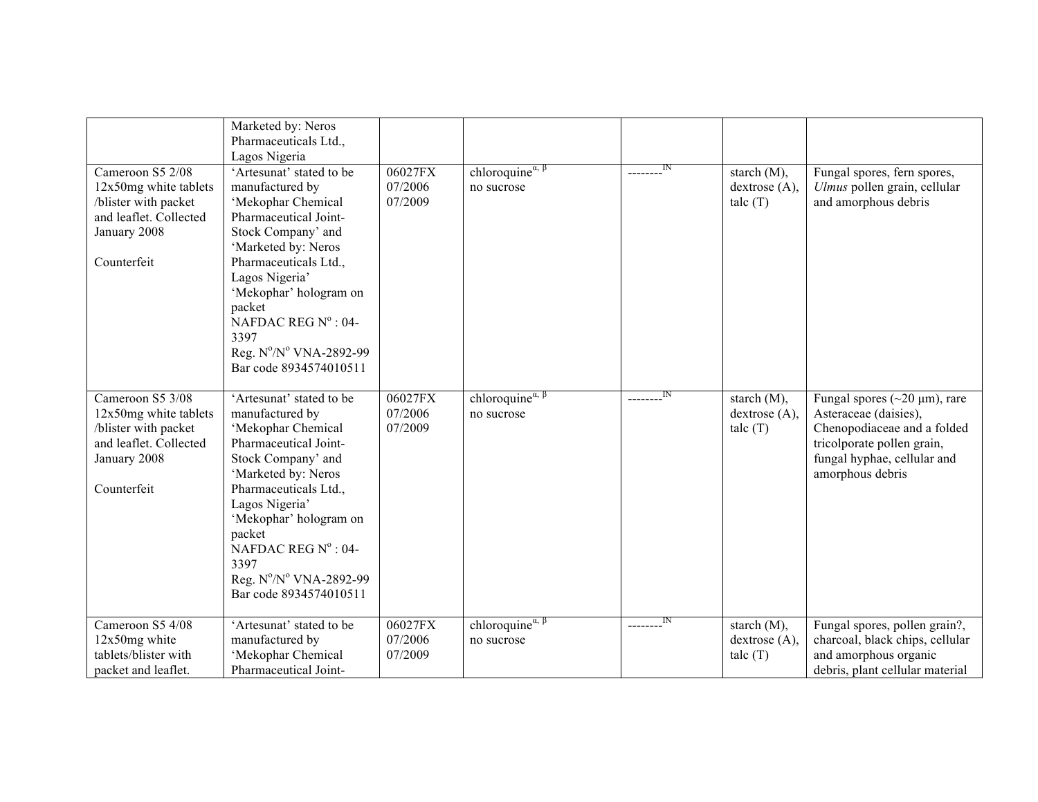| | | | | | | |
|---|---|---|---|---|---|---|
| | Marketed by: Neros Pharmaceuticals Ltd., Lagos Nigeria | | | | | |
| Cameroon S5 2/08 12x50mg white tablets /blister with packet and leaflet. Collected January 2008<br><br>Counterfeit | 'Artesunat' stated to be manufactured by 'Mekophar Chemical Pharmaceutical Joint-Stock Company' and 'Marketed by: Neros Pharmaceuticals Ltd., Lagos Nigeria' 'Mekophar' hologram on packet NAFDAC REG N$^{o}$ : 04-3397 Reg. N$^{o}$/N$^{o}$ VNA-2892-99 Bar code 8934574010511 | 06027FX 07/2006 07/2009 | chloroquine$^{\alpha, \beta}$ no sucrose | --------$^{IN}$ | starch (M), dextrose (A), talc (T) | Fungal spores, fern spores, *Ulmus* pollen grain, cellular and amorphous debris |
| Cameroon S5 3/08 12x50mg white tablets /blister with packet and leaflet. Collected January 2008<br><br>Counterfeit | 'Artesunat' stated to be manufactured by 'Mekophar Chemical Pharmaceutical Joint-Stock Company' and 'Marketed by: Neros Pharmaceuticals Ltd., Lagos Nigeria' 'Mekophar' hologram on packet NAFDAC REG N$^{o}$ : 04-3397 Reg. N$^{o}$/N$^{o}$ VNA-2892-99 Bar code 8934574010511 | 06027FX 07/2006 07/2009 | chloroquine$^{\alpha, \beta}$ no sucrose | --------$^{IN}$ | starch (M), dextrose (A), talc (T) | Fungal spores (~20 μm), rare Asteraceae (daisies), Chenopodiaceae and a folded tricolporate pollen grain, fungal hyphae, cellular and amorphous debris |
| Cameroon S5 4/08 12x50mg white tablets/blister with packet and leaflet. | 'Artesunat' stated to be manufactured by 'Mekophar Chemical Pharmaceutical Joint- | 06027FX 07/2006 07/2009 | chloroquine$^{\alpha, \beta}$ no sucrose | --------$^{IN}$ | starch (M), dextrose (A), talc (T) | Fungal spores, pollen grain?, charcoal, black chips, cellular and amorphous organic debris, plant cellular material |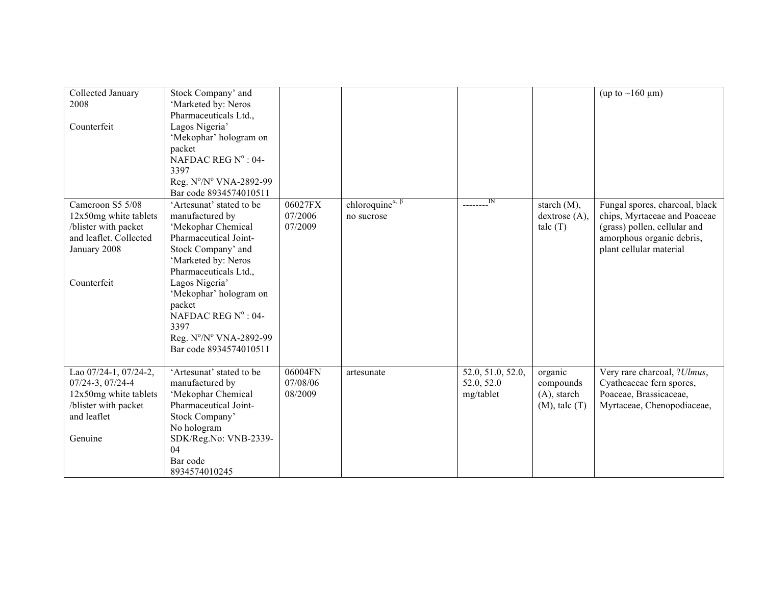| | | | | | | |
|---|---|---|---|---|---|---|
| Collected January 2008<br><br>Counterfeit | Stock Company' and 'Marketed by: Neros Pharmaceuticals Ltd., Lagos Nigeria'<br>'Mekophar' hologram on packet<br>NAFDAC REG N$^{o}$ : 04-3397<br>Reg. N$^{o}$/N$^{o}$ VNA-2892-99<br>Bar code 8934574010511 | | | | | (up to ~160 μm) |
| Cameroon S5 5/08<br>12x50mg white tablets /blister with packet and leaflet. Collected January 2008<br><br>Counterfeit | 'Artesunat' stated to be manufactured by 'Mekophar Chemical Pharmaceutical Joint-Stock Company' and 'Marketed by: Neros Pharmaceuticals Ltd., Lagos Nigeria'<br>'Mekophar' hologram on packet<br>NAFDAC REG N$^{o}$ : 04-3397<br>Reg. N$^{o}$/N$^{o}$ VNA-2892-99<br>Bar code 8934574010511 | 06027FX<br>07/2006<br>07/2009 | chloroquine$^{\alpha, \beta}$<br>no sucrose | --------[IN] | starch (M), dextrose (A), talc (T) | Fungal spores, charcoal, black chips, Myrtaceae and Poaceae (grass) pollen, cellular and amorphous organic debris, plant cellular material |
| Lao 07/24-1, 07/24-2, 07/24-3, 07/24-4<br>12x50mg white tablets /blister with packet and leaflet<br><br>Genuine | 'Artesunat' stated to be manufactured by 'Mekophar Chemical Pharmaceutical Joint-Stock Company'<br>No hologram<br>SDK/Reg.No: VNB-2339-04<br>Bar code 8934574010245 | 06004FN<br>07/08/06<br>08/2009 | artesunate | 52.0, 51.0, 52.0, 52.0, 52.0 mg/tablet | organic compounds (A), starch (M), talc (T) | Very rare charcoal, ?*Ulmus*, Cyatheaceae fern spores, Poaceae, Brassicaceae, Myrtaceae, Chenopodiaceae, |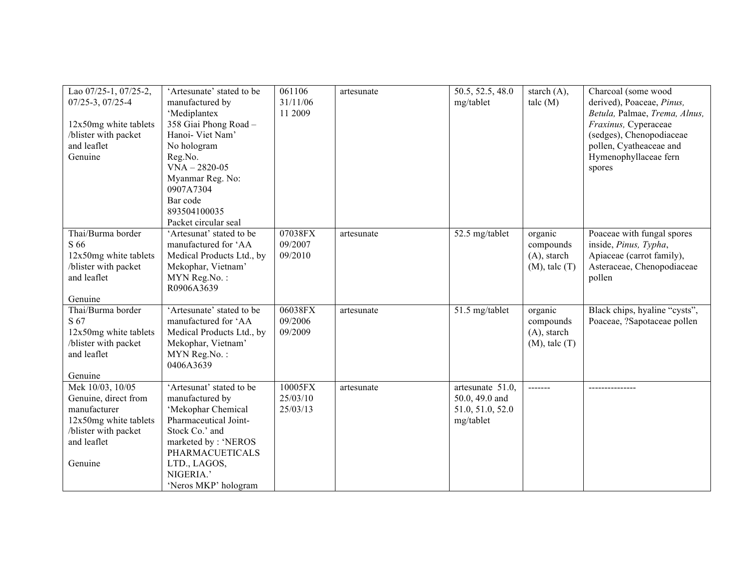| | | | | | | |
|---|---|---|---|---|---|---|
| Lao 07/25-1, 07/25-2, 07/25-3, 07/25-4<br><br>12x50mg white tablets /blister with packet and leaflet<br>Genuine | 'Artesunate' stated to be manufactured by 'Mediplantex 358 Giai Phong Road – Hanoi- Viet Nam'<br>No hologram<br>Reg.No.<br>VNA – 2820-05<br>Myanmar Reg. No: 0907A7304<br>Bar code 893504100035<br>Packet circular seal | 061106<br>31/11/06<br>11 2009 | artesunate | 50.5, 52.5, 48.0 mg/tablet | starch (A), talc (M) | Charcoal (some wood derived), Poaceae, *Pinus, Betula,* Palmae, *Trema, Alnus, Fraxinus,* Cyperaceae (sedges), Chenopodiaceae pollen, Cyatheaceae and Hymenophyllaceae fern spores |
| Thai/Burma border<br>S 66<br>12x50mg white tablets /blister with packet and leaflet<br><br>Genuine | 'Artesunat' stated to be manufactured for 'AA Medical Products Ltd., by Mekophar, Vietnam'<br>MYN Reg.No. : R0906A3639 | 07038FX<br>09/2007<br>09/2010 | artesunate | 52.5 mg/tablet | organic compounds (A), starch (M), talc (T) | Poaceae with fungal spores inside, *Pinus, Typha*, Apiaceae (carrot family), Asteraceae, Chenopodiaceae pollen |
| Thai/Burma border<br>S 67<br>12x50mg white tablets /blister with packet and leaflet<br><br>Genuine | 'Artesunate' stated to be manufactured for 'AA Medical Products Ltd., by Mekophar, Vietnam'<br>MYN Reg.No. : 0406A3639 | 06038FX<br>09/2006<br>09/2009 | artesunate | 51.5 mg/tablet | organic compounds (A), starch (M), talc (T) | Black chips, hyaline "cysts", Poaceae, ?Sapotaceae pollen |
| Mek 10/03, 10/05<br>Genuine, direct from manufacturer<br>12x50mg white tablets /blister with packet and leaflet<br><br>Genuine | 'Artesunat' stated to be manufactured by 'Mekophar Chemical Pharmaceutical Joint-Stock Co.' and marketed by : 'NEROS PHARMACUETICALS LTD., LAGOS, NIGERIA.'<br>'Neros MKP' hologram | 10005FX<br>25/03/10<br>25/03/13 | artesunate | artesunate 51.0, 50.0, 49.0 and 51.0, 51.0, 52.0 mg/tablet | ------- | --------------- |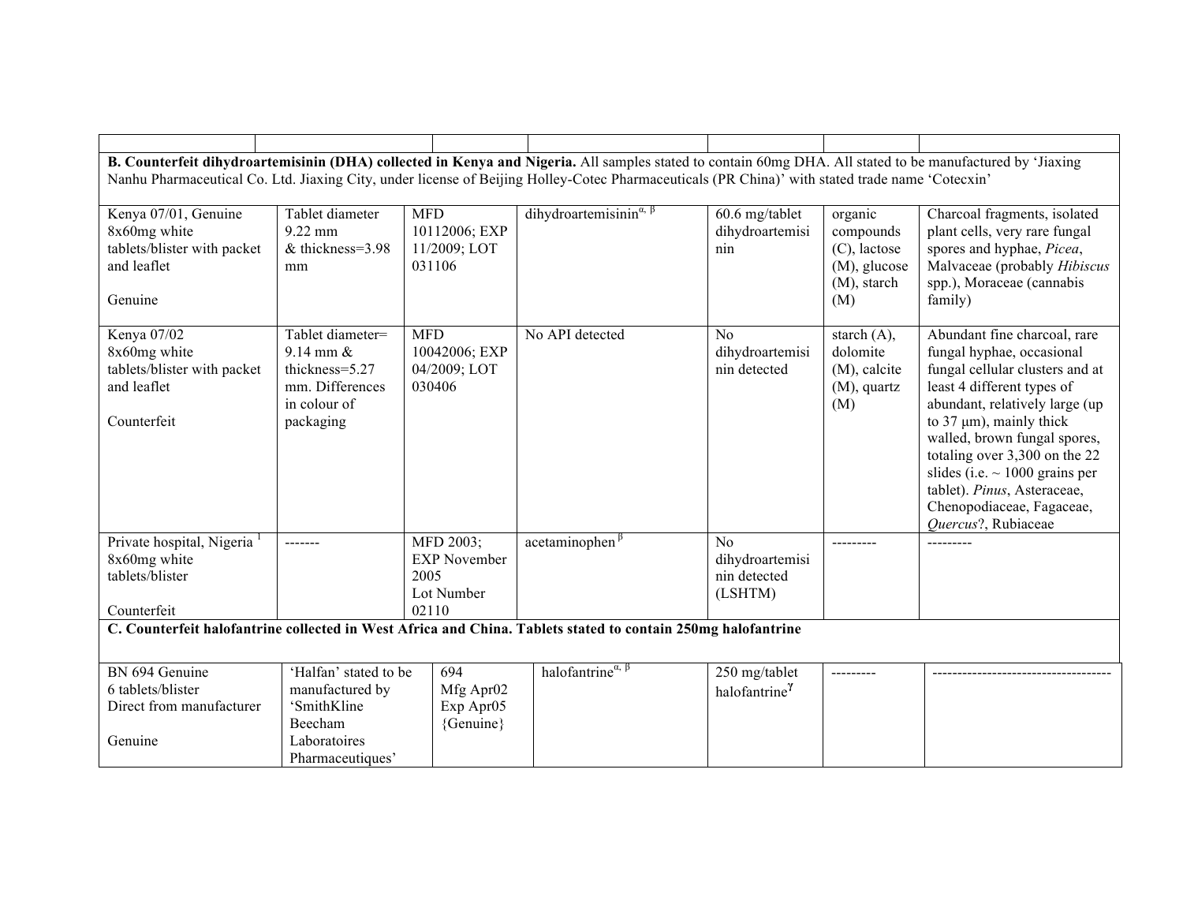| | | | | | | |
|---|---|---|---|---|---|---|
| **B. Counterfeit dihydroartemisinin (DHA) collected in Kenya and Nigeria.** All samples stated to contain 60mg DHA. All stated to be manufactured by 'Jiaxing Nanhu Pharmaceutical Co. Ltd. Jiaxing City, under license of Beijing Holley-Cotec Pharmaceuticals (PR China)' with stated trade name 'Cotecxin' | | | | | | |
| Kenya 07/01, Genuine 8x60mg white tablets/blister with packet and leaflet<br><br>Genuine | Tablet diameter 9.22 mm & thickness=3.98 mm | MFD 10112006; EXP 11/2009; LOT 031106 | dihydroartemisinin$^{\alpha, \beta}$ | 60.6 mg/tablet dihydroartemisinin | organic compounds (C), lactose (M), glucose (M), starch (M) | Charcoal fragments, isolated plant cells, very rare fungal spores and hyphae, *Picea*, Malvaceae (probably *Hibiscus* spp.), Moraceae (cannabis family) |
| Kenya 07/02 8x60mg white tablets/blister with packet and leaflet<br><br>Counterfeit | Tablet diameter= 9.14 mm & thickness=5.27 mm. Differences in colour of packaging | MFD 10042006; EXP 04/2009; LOT 030406 | No API detected | No dihydroartemisinin detected | starch (A), dolomite (M), calcite (M), quartz (M) | Abundant fine charcoal, rare fungal hyphae, occasional fungal cellular clusters and at least 4 different types of abundant, relatively large (up to 37 μm), mainly thick walled, brown fungal spores, totaling over 3,300 on the 22 slides (i.e. ~ 1000 grains per tablet). *Pinus*, Asteraceae, Chenopodiaceae, Fagaceae, *Quercus*?, Rubiaceae |
| Private hospital, Nigeria [1] 8x60mg white tablets/blister<br><br>Counterfeit | ------- | MFD 2003; EXP November 2005 Lot Number 02110 | acetaminophen$^{\beta}$ | No dihydroartemisinin detected (LSHTM) | --------- | --------- |
| **C. Counterfeit halofantrine collected in West Africa and China. Tablets stated to contain 250mg halofantrine** | | | | | | |
| BN 694 Genuine 6 tablets/blister Direct from manufacturer<br><br>Genuine | 'Halfan' stated to be manufactured by 'SmithKline Beecham Laboratoires Pharmaceutiques' | 694 Mfg Apr02 Exp Apr05 {Genuine} | halofantrine$^{\alpha, \beta}$ | 250 mg/tablet halofantrine$^{\gamma}$ | --------- | ------------------------------------ |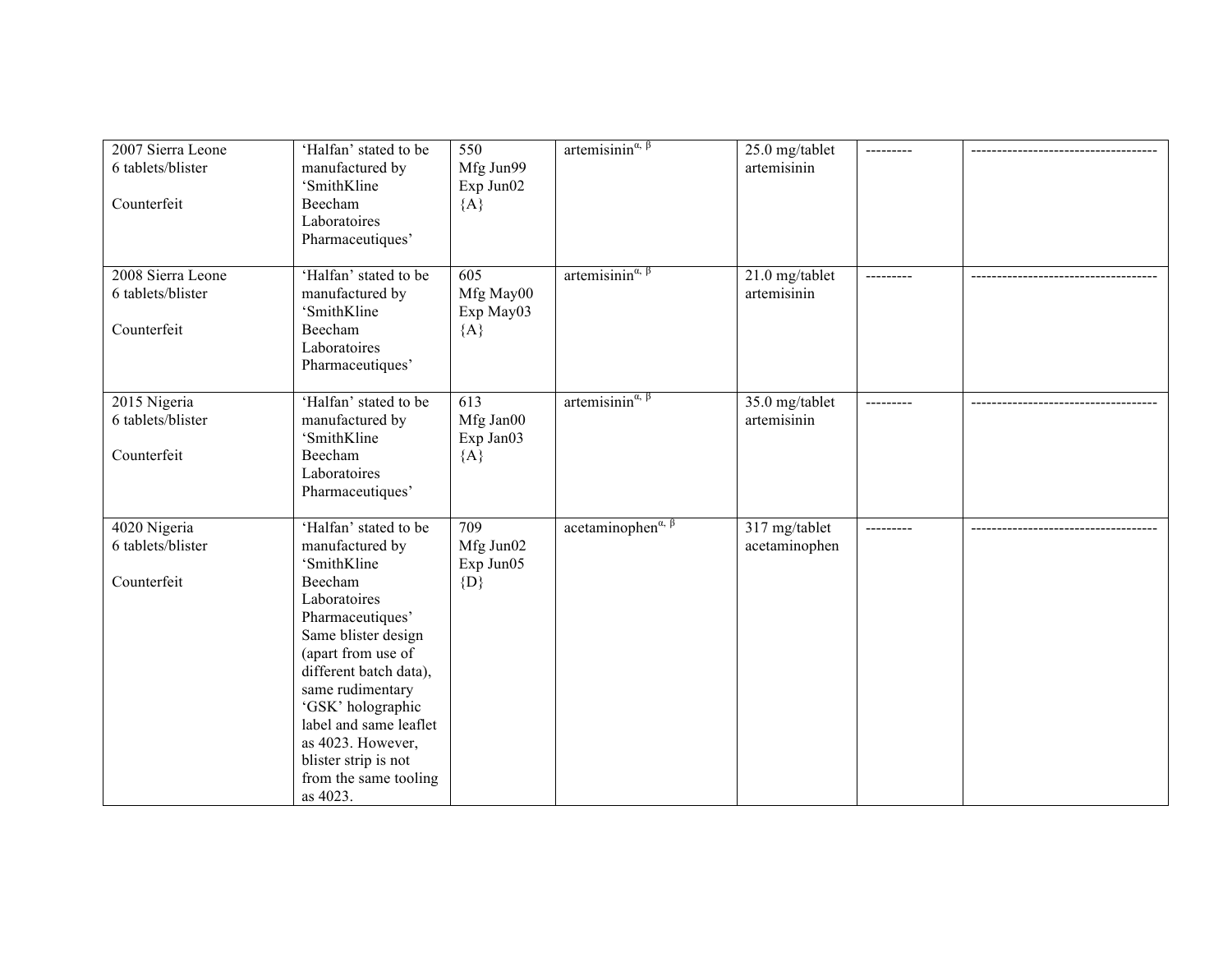| | | | | | | |
|---|---|---|---|---|---|---|
| 2007 Sierra Leone<br>6 tablets/blister<br><br>Counterfeit | 'Halfan' stated to be manufactured by 'SmithKline Beecham Laboratoires Pharmaceutiques' | 550<br>Mfg Jun99<br>Exp Jun02<br>{A} | artemisinin$^{\alpha, \beta}$ | 25.0 mg/tablet artemisinin | --------- | ------------------------------------ |
| 2008 Sierra Leone<br>6 tablets/blister<br><br>Counterfeit | 'Halfan' stated to be manufactured by 'SmithKline Beecham Laboratoires Pharmaceutiques' | 605<br>Mfg May00<br>Exp May03<br>{A} | artemisinin$^{\alpha, \beta}$ | 21.0 mg/tablet artemisinin | --------- | ------------------------------------ |
| 2015 Nigeria<br>6 tablets/blister<br><br>Counterfeit | 'Halfan' stated to be manufactured by 'SmithKline Beecham Laboratoires Pharmaceutiques' | 613<br>Mfg Jan00<br>Exp Jan03<br>{A} | artemisinin$^{\alpha, \beta}$ | 35.0 mg/tablet artemisinin | --------- | ------------------------------------ |
| 4020 Nigeria<br>6 tablets/blister<br><br>Counterfeit | 'Halfan' stated to be manufactured by 'SmithKline Beecham Laboratoires Pharmaceutiques' Same blister design (apart from use of different batch data), same rudimentary 'GSK' holographic label and same leaflet as 4023. However, blister strip is not from the same tooling as 4023. | 709<br>Mfg Jun02<br>Exp Jun05<br>{D} | acetaminophen$^{\alpha, \beta}$ | 317 mg/tablet acetaminophen | --------- | ------------------------------------ |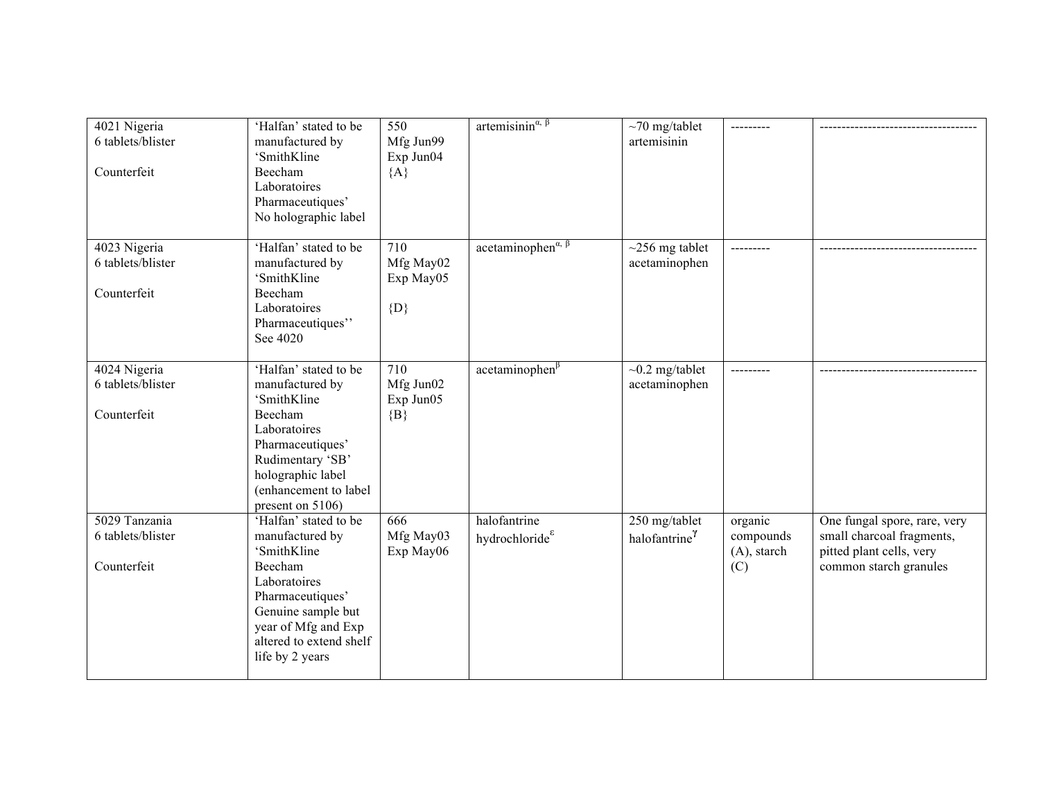| | | | | | | |
|---|---|---|---|---|---|---|
| 4021 Nigeria<br>6 tablets/blister<br><br>Counterfeit | 'Halfan' stated to be manufactured by 'SmithKline Beecham Laboratoires Pharmaceutiques'<br>No holographic label | 550<br>Mfg Jun99<br>Exp Jun04<br>{A} | artemisinin$^{\alpha,\ \beta}$ | ~70 mg/tablet artemisinin | --------- | ------------------------------------ |
| 4023 Nigeria<br>6 tablets/blister<br><br>Counterfeit | 'Halfan' stated to be manufactured by 'SmithKline Beecham Laboratoires Pharmaceutiques''<br>See 4020 | 710<br>Mfg May02<br>Exp May05<br><br>{D} | acetaminophen$^{\alpha,\ \beta}$ | ~256 mg tablet acetaminophen | --------- | ------------------------------------ |
| 4024 Nigeria<br>6 tablets/blister<br><br>Counterfeit | 'Halfan' stated to be manufactured by 'SmithKline Beecham Laboratoires Pharmaceutiques'<br>Rudimentary 'SB' holographic label (enhancement to label present on 5106) | 710<br>Mfg Jun02<br>Exp Jun05<br>{B} | acetaminophen$^{\beta}$ | ~0.2 mg/tablet acetaminophen | --------- | ------------------------------------ |
| 5029 Tanzania<br>6 tablets/blister<br><br>Counterfeit | 'Halfan' stated to be manufactured by 'SmithKline Beecham Laboratoires Pharmaceutiques'<br>Genuine sample but year of Mfg and Exp altered to extend shelf life by 2 years | 666<br>Mfg May03<br>Exp May06 | halofantrine hydrochloride$^{\varepsilon}$ | 250 mg/tablet halofantrine$^{\gamma}$ | organic compounds (A), starch (C) | One fungal spore, rare, very small charcoal fragments, pitted plant cells, very common starch granules |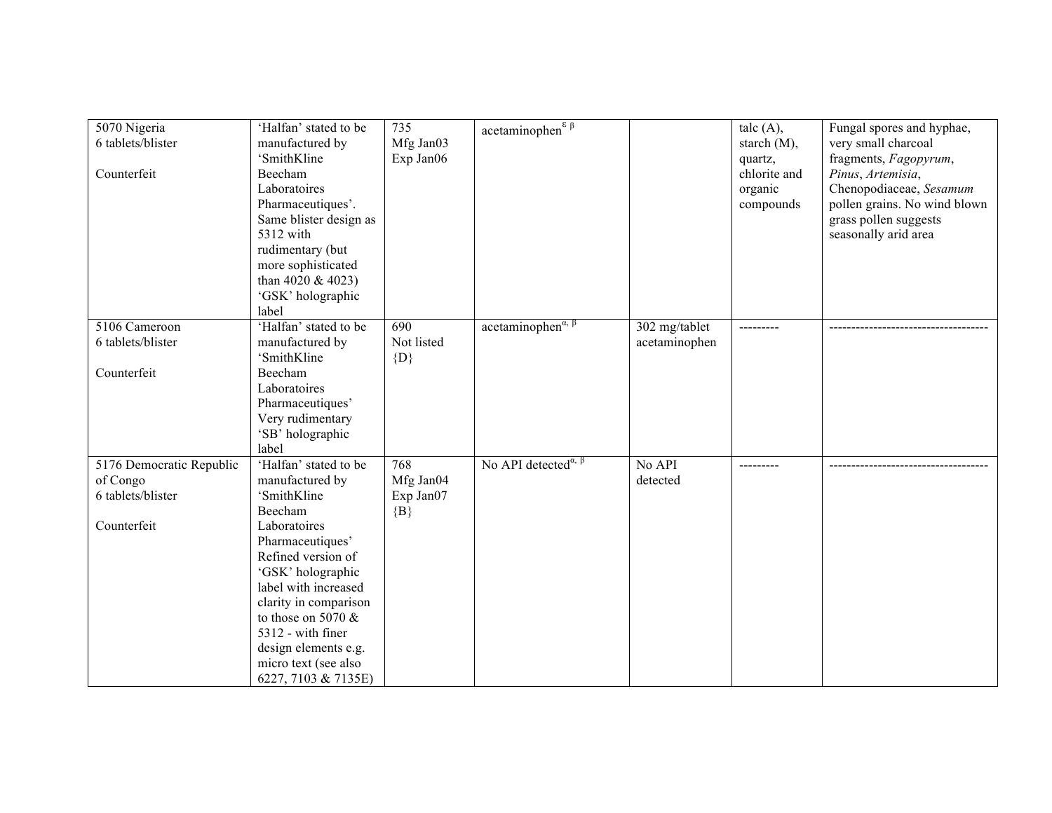| | | | | | | |
|---|---|---|---|---|---|---|
| 5070 Nigeria<br>6 tablets/blister<br><br>Counterfeit | 'Halfan' stated to be manufactured by 'SmithKline Beecham Laboratoires Pharmaceutiques'. Same blister design as 5312 with rudimentary (but more sophisticated than 4020 & 4023) 'GSK' holographic label | 735<br>Mfg Jan03<br>Exp Jan06 | acetaminophen$^{\varepsilon\ \beta}$ | | talc (A), starch (M), quartz, chlorite and organic compounds | Fungal spores and hyphae, very small charcoal fragments, *Fagopyrum*, *Pinus*, *Artemisia*, Chenopodiaceae, *Sesamum* pollen grains. No wind blown grass pollen suggests seasonally arid area |
| 5106 Cameroon<br>6 tablets/blister<br><br>Counterfeit | 'Halfan' stated to be manufactured by 'SmithKline Beecham Laboratoires Pharmaceutiques' Very rudimentary 'SB' holographic label | 690<br>Not listed<br>{D} | acetaminophen$^{\alpha,\ \beta}$ | 302 mg/tablet acetaminophen | --------- | ----------------------------------- |
| 5176 Democratic Republic of Congo<br>6 tablets/blister<br><br>Counterfeit | 'Halfan' stated to be manufactured by 'SmithKline Beecham Laboratoires Pharmaceutiques' Refined version of 'GSK' holographic label with increased clarity in comparison to those on 5070 & 5312 - with finer design elements e.g. micro text (see also 6227, 7103 & 7135E) | 768<br>Mfg Jan04<br>Exp Jan07<br>{B} | No API detected$^{\alpha,\ \beta}$ | No API detected | --------- | ----------------------------------- |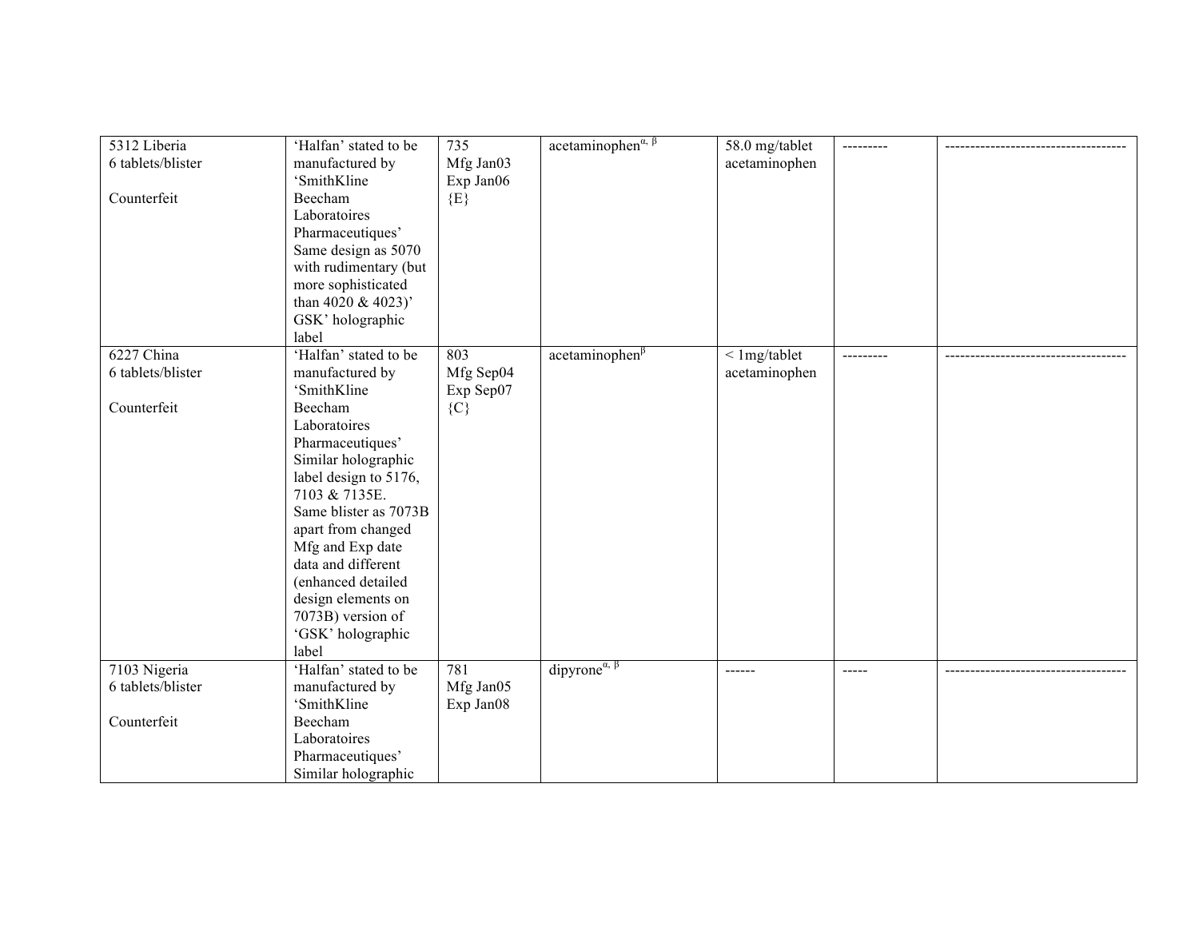| | | | | | | |
|---|---|---|---|---|---|---|
| 5312 Liberia<br>6 tablets/blister<br><br>Counterfeit | 'Halfan' stated to be manufactured by 'SmithKline Beecham Laboratoires Pharmaceutiques' Same design as 5070 with rudimentary (but more sophisticated than 4020 & 4023)' GSK' holographic label | 735<br>Mfg Jan03<br>Exp Jan06<br>{E} | acetaminophen$^{\alpha, \beta}$ | 58.0 mg/tablet acetaminophen | --------- | ------------------------------------ |
| 6227 China<br>6 tablets/blister<br><br>Counterfeit | 'Halfan' stated to be manufactured by 'SmithKline Beecham Laboratoires Pharmaceutiques' Similar holographic label design to 5176, 7103 & 7135E. Same blister as 7073B apart from changed Mfg and Exp date data and different (enhanced detailed design elements on 7073B) version of 'GSK' holographic label | 803<br>Mfg Sep04<br>Exp Sep07<br>{C} | acetaminophen$^{\beta}$ | < 1mg/tablet acetaminophen | --------- | ------------------------------------ |
| 7103 Nigeria<br>6 tablets/blister<br><br>Counterfeit | 'Halfan' stated to be manufactured by 'SmithKline Beecham Laboratoires Pharmaceutiques' Similar holographic | 781<br>Mfg Jan05<br>Exp Jan08 | dipyrone$^{\alpha, \beta}$ | ------ | ----- | ------------------------------------ |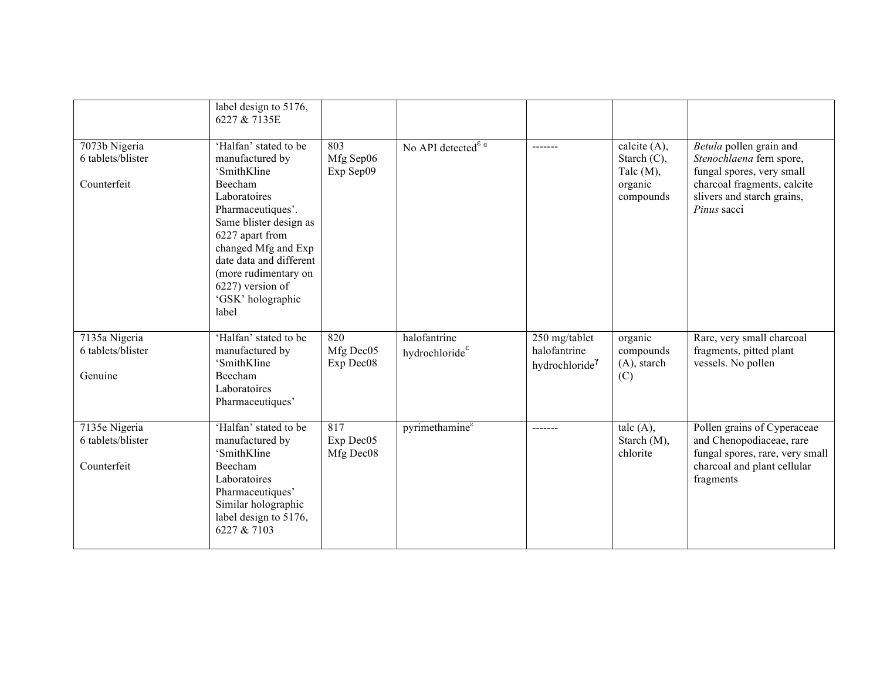| | | | | | | |
|---|---|---|---|---|---|---|
| | label design to 5176, 6227 & 7135E | | | | | |
| 7073b Nigeria<br>6 tablets/blister<br><br>Counterfeit | 'Halfan' stated to be manufactured by 'SmithKline Beecham Laboratoires Pharmaceutiques'. Same blister design as 6227 apart from changed Mfg and Exp date data and different (more rudimentary on 6227) version of 'GSK' holographic label | 803<br>Mfg Sep06<br>Exp Sep09 | No API detected[ε α] | ------- | calcite (A), Starch (C), Talc (M), organic compounds | *Betula* pollen grain and *Stenochlaena* fern spore, fungal spores, very small charcoal fragments, calcite slivers and starch grains, *Pinus* sacci |
| 7135a Nigeria<br>6 tablets/blister<br><br>Genuine | 'Halfan' stated to be manufactured by 'SmithKline Beecham Laboratoires Pharmaceutiques' | 820<br>Mfg Dec05<br>Exp Dec08 | halofantrine hydrochloride[ε] | 250 mg/tablet halofantrine hydrochloride[γ] | organic compounds (A), starch (C) | Rare, very small charcoal fragments, pitted plant vessels. No pollen |
| 7135e Nigeria<br>6 tablets/blister<br><br>Counterfeit | 'Halfan' stated to be manufactured by 'SmithKline Beecham Laboratoires Pharmaceutiques' Similar holographic label design to 5176, 6227 & 7103 | 817<br>Exp Dec05<br>Mfg Dec08 | pyrimethamine[ε] | ------- | talc (A), Starch (M), chlorite | Pollen grains of Cyperaceae and Chenopodiaceae, rare fungal spores, rare, very small charcoal and plant cellular fragments |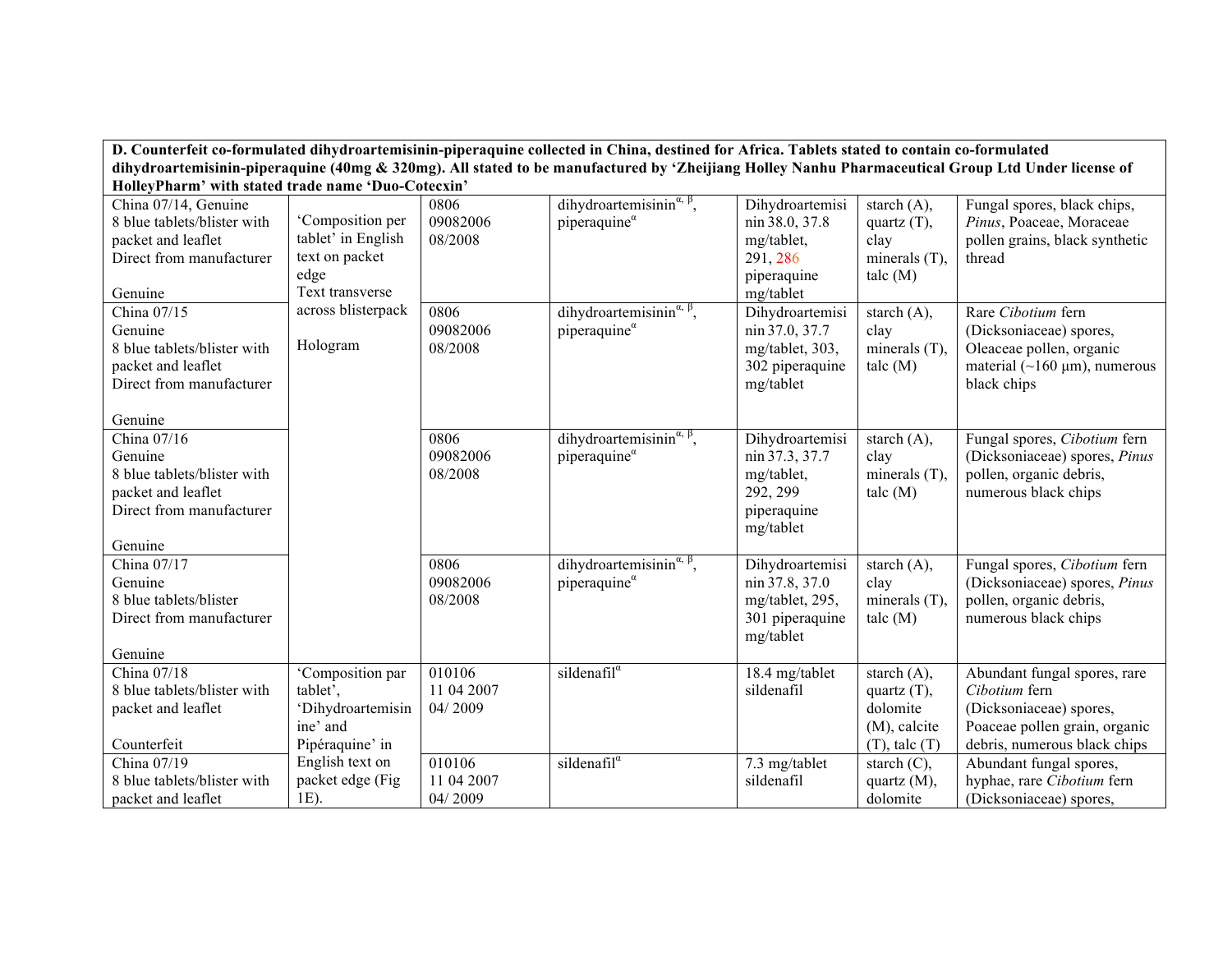| D. Counterfeit co-formulated dihydroartemisinin-piperaquine collected in China, destined for Africa. Tablets stated to contain co-formulated dihydroartemisinin-piperaquine (40mg & 320mg). All stated to be manufactured by 'Zheijiang Holley Nanhu Pharmaceutical Group Ltd Under license of HolleyPharm' with stated trade name 'Duo-Cotecxin' | | | | | | |
|---|---|---|---|---|---|---|
| China 07/14, Genuine<br>8 blue tablets/blister with packet and leaflet<br>Direct from manufacturer<br><br>Genuine | 'Composition per tablet' in English text on packet edge<br>Text transverse across blisterpack<br><br>Hologram | 0806<br>09082006<br>08/2008 | dihydroartemisinin$^{\alpha, \beta}$, piperaquine$^{\alpha}$ | Dihydroartemisinin 38.0, 37.8 mg/tablet, 291, 286 piperaquine mg/tablet | starch (A), quartz (T), clay minerals (T), talc (M) | Fungal spores, black chips, *Pinus*, Poaceae, Moraceae pollen grains, black synthetic thread |
| China 07/15<br>Genuine<br>8 blue tablets/blister with packet and leaflet<br>Direct from manufacturer<br><br>Genuine | | 0806<br>09082006<br>08/2008 | dihydroartemisinin$^{\alpha, \beta}$, piperaquine$^{\alpha}$ | Dihydroartemisinin 37.0, 37.7 mg/tablet, 303, 302 piperaquine mg/tablet | starch (A), clay minerals (T), talc (M) | Rare *Cibotium* fern (Dicksoniaceae) spores, Oleaceae pollen, organic material (~160 µm), numerous black chips |
| China 07/16<br>Genuine<br>8 blue tablets/blister with packet and leaflet<br>Direct from manufacturer<br><br>Genuine | | 0806<br>09082006<br>08/2008 | dihydroartemisinin$^{\alpha, \beta}$, piperaquine$^{\alpha}$ | Dihydroartemisinin 37.3, 37.7 mg/tablet, 292, 299 piperaquine mg/tablet | starch (A), clay minerals (T), talc (M) | Fungal spores, *Cibotium* fern (Dicksoniaceae) spores, *Pinus* pollen, organic debris, numerous black chips |
| China 07/17<br>Genuine<br>8 blue tablets/blister<br>Direct from manufacturer<br><br>Genuine | | 0806<br>09082006<br>08/2008 | dihydroartemisinin$^{\alpha, \beta}$, piperaquine$^{\alpha}$ | Dihydroartemisinin 37.8, 37.0 mg/tablet, 295, 301 piperaquine mg/tablet | starch (A), clay minerals (T), talc (M) | Fungal spores, *Cibotium* fern (Dicksoniaceae) spores, *Pinus* pollen, organic debris, numerous black chips |
| China 07/18<br>8 blue tablets/blister with packet and leaflet<br><br>Counterfeit | 'Composition par tablet', 'Dihydroartemisinine' and Pipéraquine' in English text on packet edge (Fig 1E). | 010106<br>11 04 2007<br>04/ 2009 | sildenafil$^{\alpha}$ | 18.4 mg/tablet sildenafil | starch (A), quartz (T), dolomite (M), calcite (T), talc (T) | Abundant fungal spores, rare *Cibotium* fern (Dicksoniaceae) spores, Poaceae pollen grain, organic debris, numerous black chips |
| China 07/19<br>8 blue tablets/blister with packet and leaflet | | 010106<br>11 04 2007<br>04/ 2009 | sildenafil$^{\alpha}$ | 7.3 mg/tablet sildenafil | starch (C), quartz (M), dolomite | Abundant fungal spores, hyphae, rare *Cibotium* fern (Dicksoniaceae) spores, |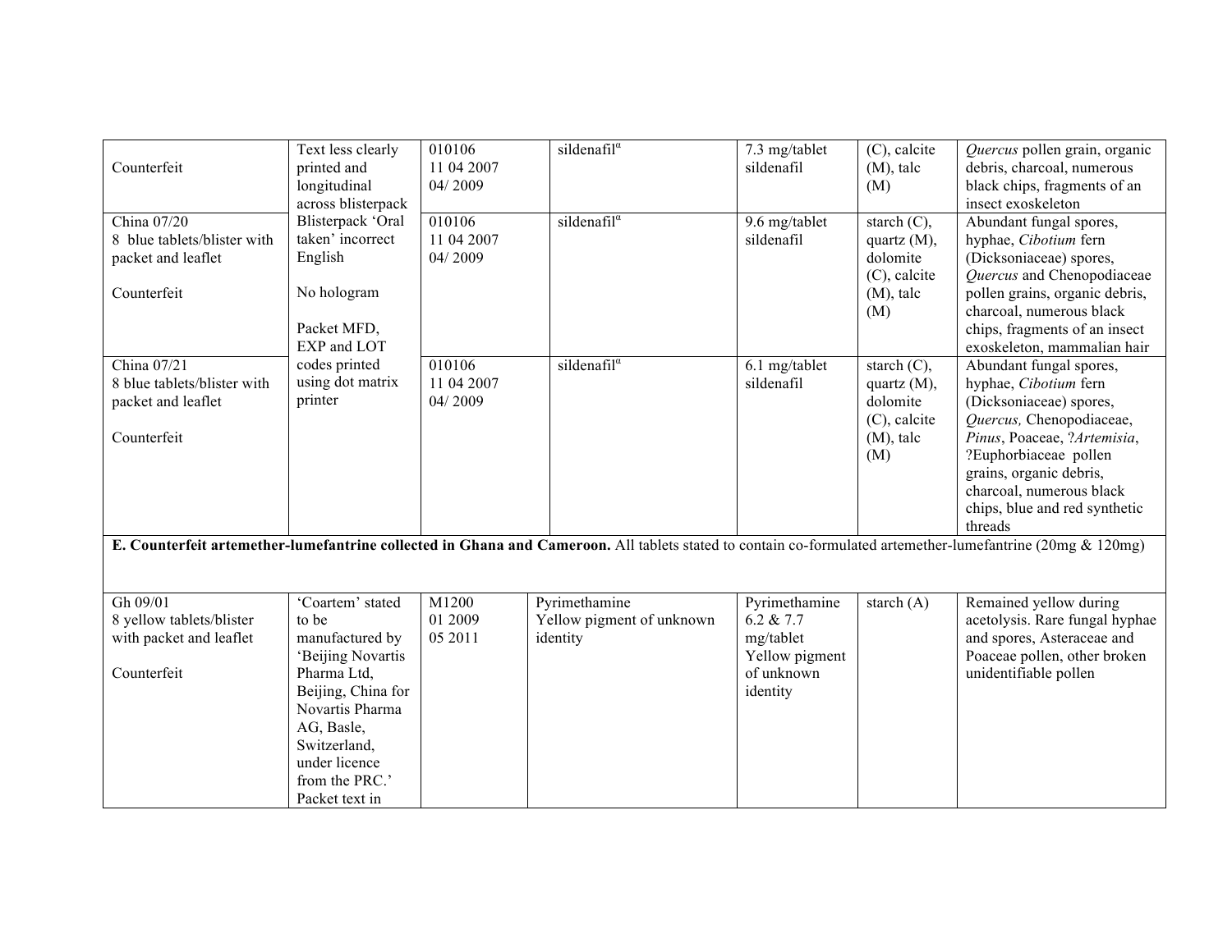| | | | | | | |
|---|---|---|---|---|---|---|
| Counterfeit | Text less clearly printed and longitudinal across blisterpack | 010106<br>11 04 2007<br>04/ 2009 | sildenafil[α] | 7.3 mg/tablet sildenafil | (C), calcite (M), talc (M) | *Quercus* pollen grain, organic debris, charcoal, numerous black chips, fragments of an insect exoskeleton |
| China 07/20<br>8 blue tablets/blister with packet and leaflet<br><br>Counterfeit | Blisterpack 'Oral taken' incorrect English<br><br>No hologram<br><br>Packet MFD, EXP and LOT | 010106<br>11 04 2007<br>04/ 2009 | sildenafil[α] | 9.6 mg/tablet sildenafil | starch (C), quartz (M), dolomite (C), calcite (M), talc (M) | Abundant fungal spores, hyphae, *Cibotium* fern (Dicksoniaceae) spores, *Quercus* and Chenopodiaceae pollen grains, organic debris, charcoal, numerous black chips, fragments of an insect exoskeleton, mammalian hair |
| China 07/21<br>8 blue tablets/blister with packet and leaflet<br><br>Counterfeit | codes printed using dot matrix printer | 010106<br>11 04 2007<br>04/ 2009 | sildenafil[α] | 6.1 mg/tablet sildenafil | starch (C), quartz (M), dolomite (C), calcite (M), talc (M) | Abundant fungal spores, hyphae, *Cibotium* fern (Dicksoniaceae) spores, *Quercus,* Chenopodiaceae, *Pinus*, Poaceae, ?*Artemisia*, ?Euphorbiaceae pollen grains, organic debris, charcoal, numerous black chips, blue and red synthetic threads |
| **E. Counterfeit artemether-lumefantrine collected in Ghana and Cameroon.** All tablets stated to contain co-formulated artemether-lumefantrine (20mg & 120mg) | | | | | | |
| Gh 09/01<br>8 yellow tablets/blister with packet and leaflet<br><br>Counterfeit | 'Coartem' stated to be manufactured by 'Beijing Novartis Pharma Ltd, Beijing, China for Novartis Pharma AG, Basle, Switzerland, under licence from the PRC.' Packet text in | M1200<br>01 2009<br>05 2011 | Pyrimethamine<br>Yellow pigment of unknown identity | Pyrimethamine 6.2 & 7.7 mg/tablet<br>Yellow pigment of unknown identity | starch (A) | Remained yellow during acetolysis. Rare fungal hyphae and spores, Asteraceae and Poaceae pollen, other broken unidentifiable pollen |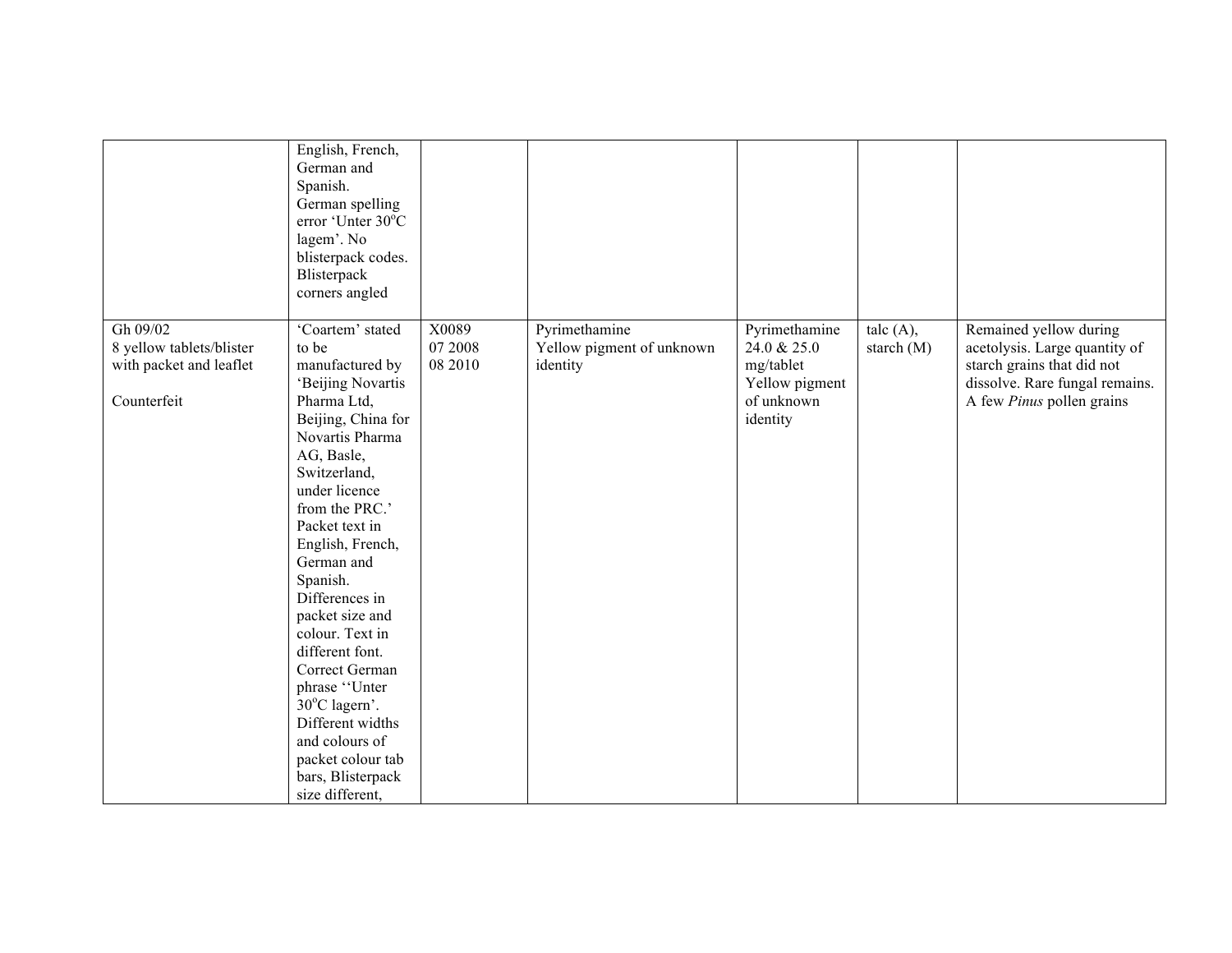|  |  |  |  |  |  |  |
|---|---|---|---|---|---|---|
|  | English, French, German and Spanish. German spelling error 'Unter 30°C lagem'. No blisterpack codes. Blisterpack corners angled |  |  |  |  |  |
| Gh 09/02<br>8 yellow tablets/blister with packet and leaflet<br><br>Counterfeit | 'Coartem' stated to be manufactured by 'Beijing Novartis Pharma Ltd, Beijing, China for Novartis Pharma AG, Basle, Switzerland, under licence from the PRC.' Packet text in English, French, German and Spanish. Differences in packet size and colour. Text in different font. Correct German phrase ''Unter 30°C lagern'. Different widths and colours of packet colour tab bars, Blisterpack size different, | X0089<br>07 2008<br>08 2010 | Pyrimethamine<br>Yellow pigment of unknown identity | Pyrimethamine 24.0 & 25.0 mg/tablet<br>Yellow pigment of unknown identity | talc (A), starch (M) | Remained yellow during acetolysis. Large quantity of starch grains that did not dissolve. Rare fungal remains. A few *Pinus* pollen grains |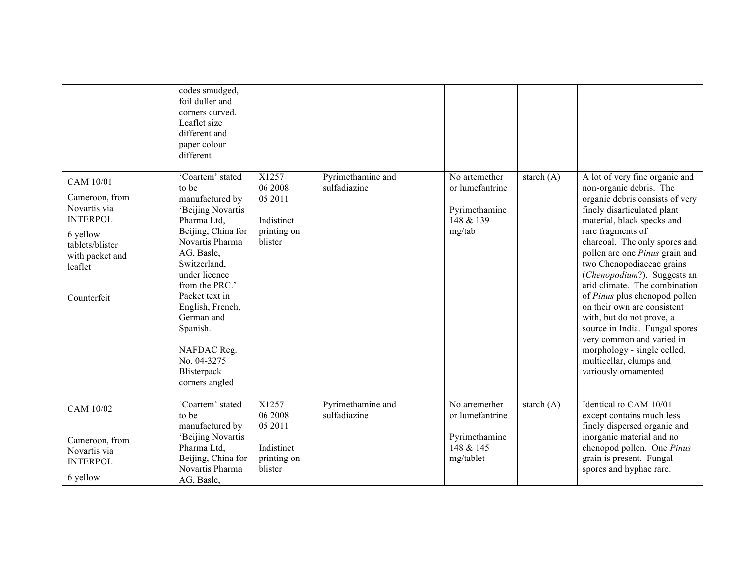| | | | | | | |
|---|---|---|---|---|---|---|
| | codes smudged, foil duller and corners curved. Leaflet size different and paper colour different | | | | | |
| CAM 10/01<br><br>Cameroon, from Novartis via INTERPOL<br><br>6 yellow tablets/blister with packet and leaflet<br><br>Counterfeit | 'Coartem' stated to be manufactured by 'Beijing Novartis Pharma Ltd, Beijing, China for Novartis Pharma AG, Basle, Switzerland, under licence from the PRC.' Packet text in English, French, German and Spanish.<br><br>NAFDAC Reg. No. 04-3275 Blisterpack corners angled | X1257<br>06 2008<br>05 2011<br><br>Indistinct printing on blister | Pyrimethamine and sulfadiazine | No artemether or lumefantrine<br><br>Pyrimethamine 148 & 139 mg/tab | starch (A) | A lot of very fine organic and non-organic debris. The organic debris consists of very finely disarticulated plant material, black specks and rare fragments of charcoal. The only spores and pollen are one *Pinus* grain and two Chenopodiaceae grains (*Chenopodium*?). Suggests an arid climate. The combination of *Pinus* plus chenopod pollen on their own are consistent with, but do not prove, a source in India. Fungal spores very common and varied in morphology - single celled, multicellar, clumps and variously ornamented |
| CAM 10/02<br><br>Cameroon, from Novartis via INTERPOL<br><br>6 yellow | 'Coartem' stated to be manufactured by 'Beijing Novartis Pharma Ltd, Beijing, China for Novartis Pharma AG, Basle, | X1257<br>06 2008<br>05 2011<br><br>Indistinct printing on blister | Pyrimethamine and sulfadiazine | No artemether or lumefantrine<br><br>Pyrimethamine 148 & 145 mg/tablet | starch (A) | Identical to CAM 10/01 except contains much less finely dispersed organic and inorganic material and no chenopod pollen. One *Pinus* grain is present. Fungal spores and hyphae rare. |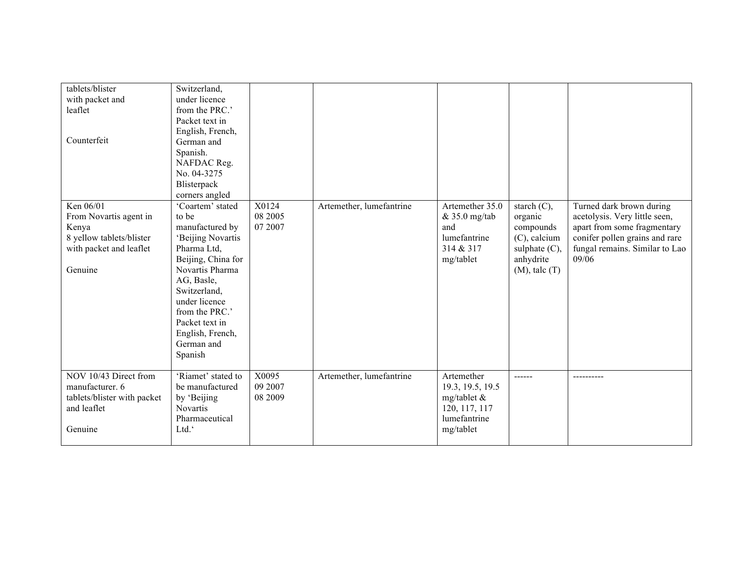| | | | | | | |
|---|---|---|---|---|---|---|
| tablets/blister with packet and leaflet<br><br>Counterfeit | Switzerland, under licence from the PRC.' Packet text in English, French, German and Spanish. NAFDAC Reg. No. 04-3275 Blisterpack corners angled | | | | | |
| Ken 06/01 From Novartis agent in Kenya 8 yellow tablets/blister with packet and leaflet<br><br>Genuine | 'Coartem' stated to be manufactured by 'Beijing Novartis Pharma Ltd, Beijing, China for Novartis Pharma AG, Basle, Switzerland, under licence from the PRC.' Packet text in English, French, German and Spanish | X0124 08 2005 07 2007 | Artemether, lumefantrine | Artemether 35.0 & 35.0 mg/tab and lumefantrine 314 & 317 mg/tablet | starch (C), organic compounds (C), calcium sulphate (C), anhydrite (M), talc (T) | Turned dark brown during acetolysis. Very little seen, apart from some fragmentary conifer pollen grains and rare fungal remains. Similar to Lao 09/06 |
| NOV 10/43 Direct from manufacturer. 6 tablets/blister with packet and leaflet<br><br>Genuine | 'Riamet' stated to be manufactured by 'Beijing Novartis Pharmaceutical Ltd.' | X0095 09 2007 08 2009 | Artemether, lumefantrine | Artemether 19.3, 19.5, 19.5 mg/tablet & 120, 117, 117 lumefantrine mg/tablet | ------ | ---------- |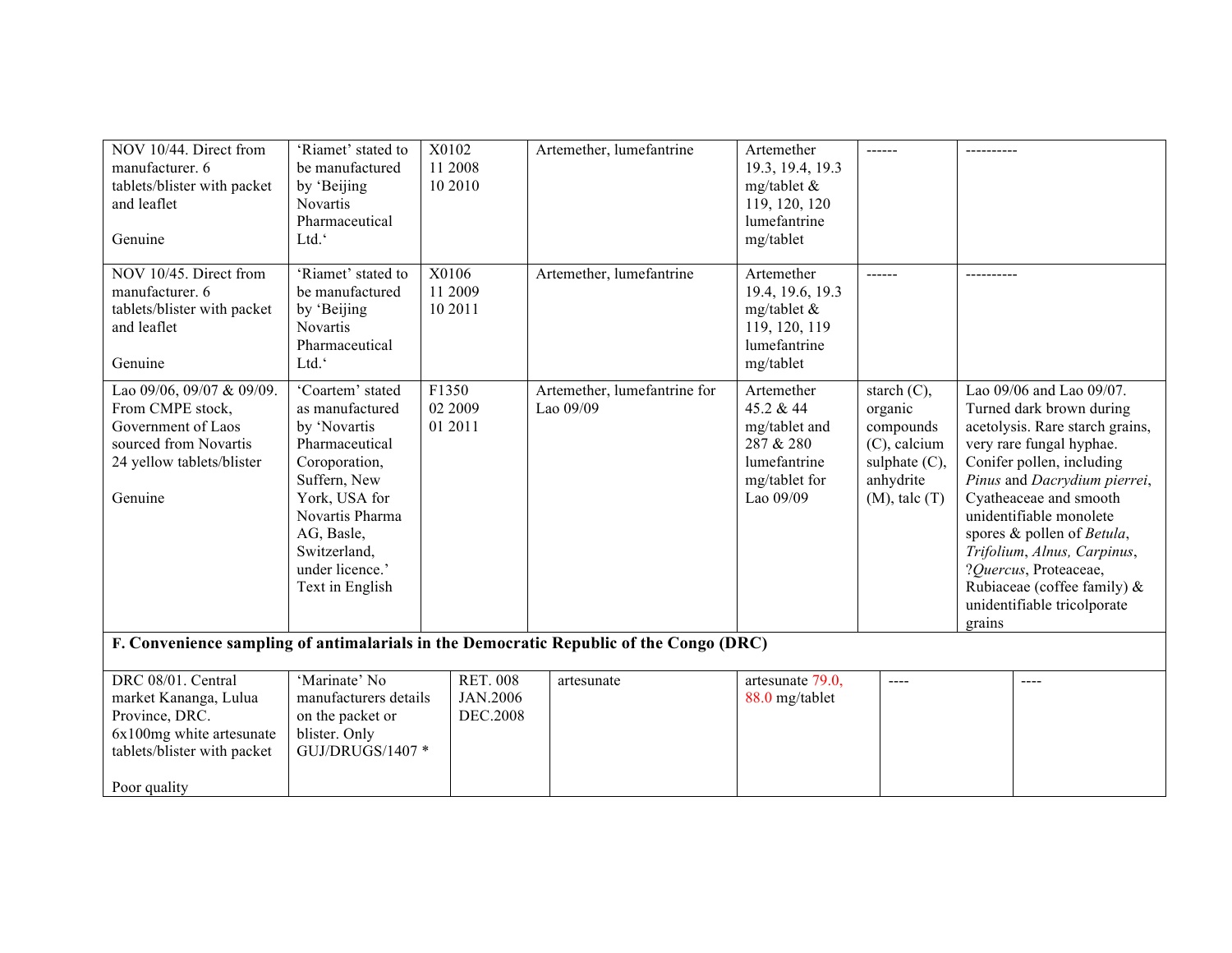| | | | | | | |
|---|---|---|---|---|---|---|
| NOV 10/44. Direct from manufacturer. 6 tablets/blister with packet and leaflet<br><br>Genuine | 'Riamet' stated to be manufactured by 'Beijing Novartis Pharmaceutical Ltd.' | X0102<br>11 2008<br>10 2010 | Artemether, lumefantrine | Artemether 19.3, 19.4, 19.3 mg/tablet & 119, 120, 120 lumefantrine mg/tablet | ------ | ---------- |
| NOV 10/45. Direct from manufacturer. 6 tablets/blister with packet and leaflet<br><br>Genuine | 'Riamet' stated to be manufactured by 'Beijing Novartis Pharmaceutical Ltd.' | X0106<br>11 2009<br>10 2011 | Artemether, lumefantrine | Artemether 19.4, 19.6, 19.3 mg/tablet & 119, 120, 119 lumefantrine mg/tablet | ------ | ---------- |
| Lao 09/06, 09/07 & 09/09. From CMPE stock, Government of Laos sourced from Novartis 24 yellow tablets/blister<br><br>Genuine | 'Coartem' stated as manufactured by 'Novartis Pharmaceutical Coroporation, Suffern, New York, USA for Novartis Pharma AG, Basle, Switzerland, under licence.' Text in English | F1350<br>02 2009<br>01 2011 | Artemether, lumefantrine for Lao 09/09 | Artemether 45.2 & 44 mg/tablet and 287 & 280 lumefantrine mg/tablet for Lao 09/09 | starch (C), organic compounds (C), calcium sulphate (C), anhydrite (M), talc (T) | Lao 09/06 and Lao 09/07. Turned dark brown during acetolysis. Rare starch grains, very rare fungal hyphae. Conifer pollen, including *Pinus* and *Dacrydium pierrei*, Cyatheaceae and smooth unidentifiable monolete spores & pollen of *Betula*, *Trifolium*, *Alnus, Carpinus*, ?*Quercus*, Proteaceae, Rubiaceae (coffee family) & unidentifiable tricolporate grains |
| **F. Convenience sampling of antimalarials in the Democratic Republic of the Congo (DRC)** | | | | | | |
| DRC 08/01. Central market Kananga, Lulua Province, DRC. 6x100mg white artesunate tablets/blister with packet<br><br>Poor quality | 'Marinate' No manufacturers details on the packet or blister. Only GUJ/DRUGS/1407 * | RET. 008<br>JAN.2006<br>DEC.2008 | artesunate | artesunate 79.0, 88.0 mg/tablet | ---- | ---- |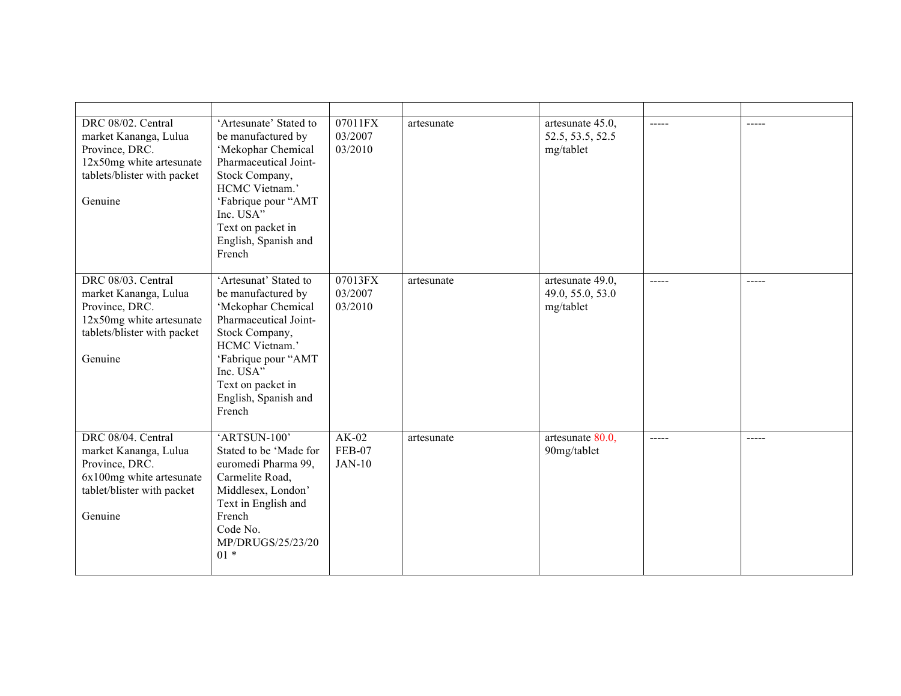| | | | | | | |
|---|---|---|---|---|---|---|
| DRC 08/02. Central market Kananga, Lulua Province, DRC. 12x50mg white artesunate tablets/blister with packet<br><br>Genuine | 'Artesunate' Stated to be manufactured by 'Mekophar Chemical Pharmaceutical Joint-Stock Company, HCMC Vietnam.' 'Fabrique pour "AMT Inc. USA"<br>Text on packet in English, Spanish and French | 07011FX<br>03/2007<br>03/2010 | artesunate | artesunate 45.0, 52.5, 53.5, 52.5 mg/tablet | ----- | ----- |
| DRC 08/03. Central market Kananga, Lulua Province, DRC. 12x50mg white artesunate tablets/blister with packet<br><br>Genuine | 'Artesunat' Stated to be manufactured by 'Mekophar Chemical Pharmaceutical Joint-Stock Company, HCMC Vietnam.' 'Fabrique pour "AMT Inc. USA"<br>Text on packet in English, Spanish and French | 07013FX<br>03/2007<br>03/2010 | artesunate | artesunate 49.0, 49.0, 55.0, 53.0 mg/tablet | ----- | ----- |
| DRC 08/04. Central market Kananga, Lulua Province, DRC. 6x100mg white artesunate tablet/blister with packet<br><br>Genuine | 'ARTSUN-100' Stated to be 'Made for euromedi Pharma 99, Carmelite Road, Middlesex, London'<br>Text in English and French<br>Code No. MP/DRUGS/25/23/2001 * | AK-02<br>FEB-07<br>JAN-10 | artesunate | artesunate 80.0, 90mg/tablet | ----- | ----- |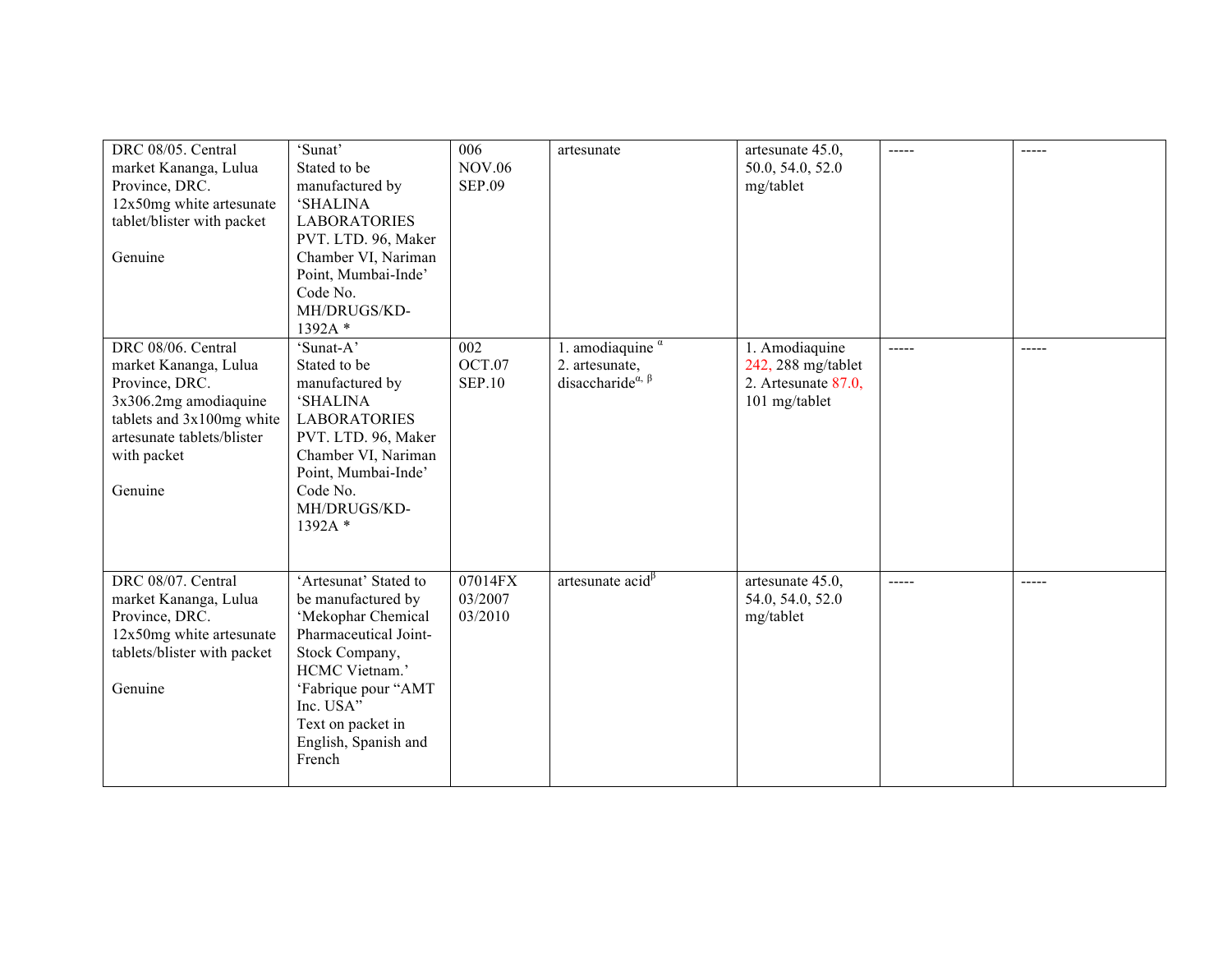| | | | | | | |
|---|---|---|---|---|---|---|
| DRC 08/05. Central market Kananga, Lulua Province, DRC.<br>12x50mg white artesunate tablet/blister with packet<br><br>Genuine | 'Sunat'<br>Stated to be manufactured by 'SHALINA LABORATORIES PVT. LTD. 96, Maker Chamber VI, Nariman Point, Mumbai-Inde'<br>Code No. MH/DRUGS/KD-1392A * | 006<br>NOV.06<br>SEP.09 | artesunate | artesunate 45.0, 50.0, 54.0, 52.0 mg/tablet | ----- | ----- |
| DRC 08/06. Central market Kananga, Lulua Province, DRC.<br>3x306.2mg amodiaquine tablets and 3x100mg white artesunate tablets/blister with packet<br><br>Genuine | 'Sunat-A'<br>Stated to be manufactured by 'SHALINA LABORATORIES PVT. LTD. 96, Maker Chamber VI, Nariman Point, Mumbai-Inde'<br>Code No. MH/DRUGS/KD-1392A * | 002<br>OCT.07<br>SEP.10 | 1. amodiaquine [α]<br>2. artesunate, disaccharide[α, β] | 1. Amodiaquine 242, 288 mg/tablet<br>2. Artesunate 87.0, 101 mg/tablet | ----- | ----- |
| DRC 08/07. Central market Kananga, Lulua Province, DRC.<br>12x50mg white artesunate tablets/blister with packet<br><br>Genuine | 'Artesunat' Stated to be manufactured by 'Mekophar Chemical Pharmaceutical Joint-Stock Company, HCMC Vietnam.' 'Fabrique pour "AMT Inc. USA"<br>Text on packet in English, Spanish and French | 07014FX<br>03/2007<br>03/2010 | artesunate acid[β] | artesunate 45.0, 54.0, 54.0, 52.0 mg/tablet | ----- | ----- |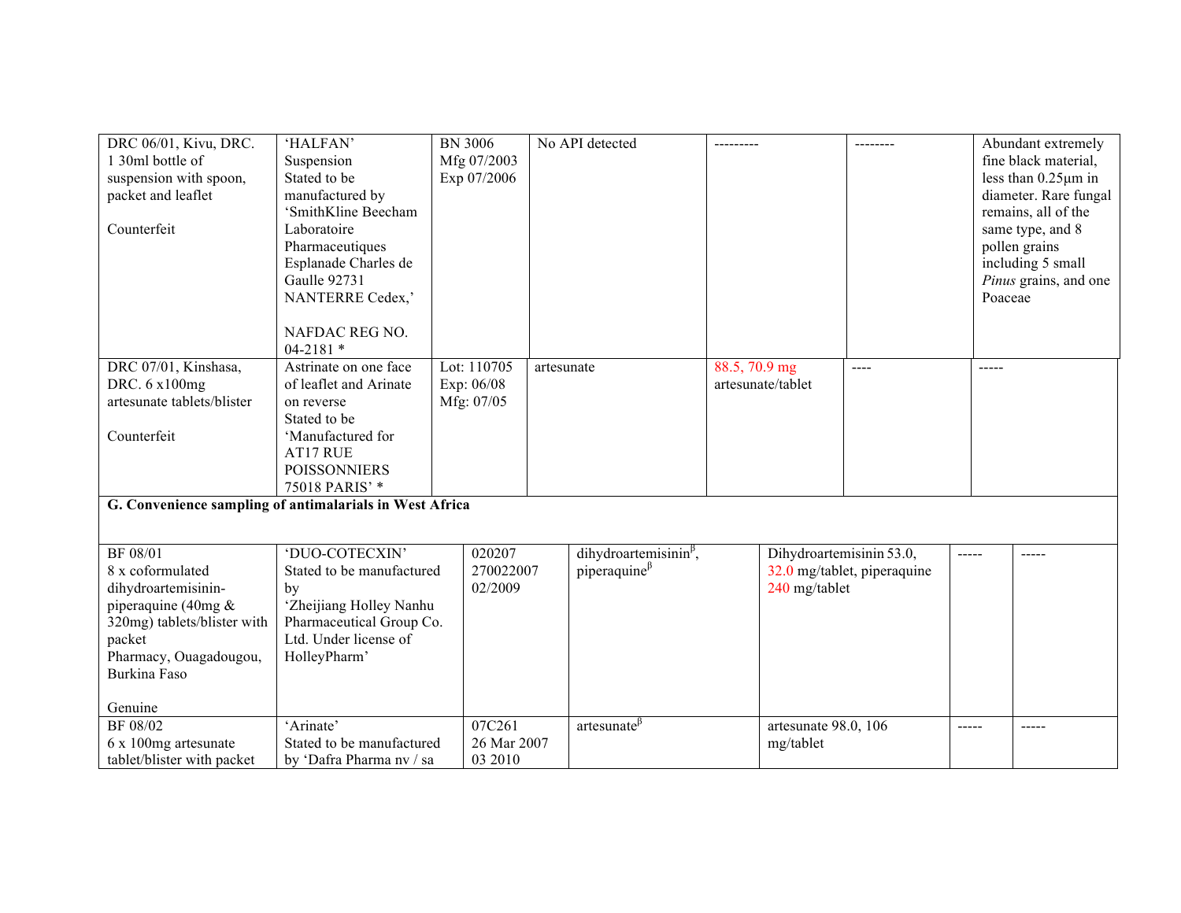| | | | | | | |
|---|---|---|---|---|---|---|
| DRC 06/01, Kivu, DRC. 1 30ml bottle of suspension with spoon, packet and leaflet<br><br>Counterfeit | 'HALFAN' Suspension Stated to be manufactured by 'SmithKline Beecham Laboratoire Pharmaceutiques Esplanade Charles de Gaulle 92731 NANTERRE Cedex,'<br><br>NAFDAC REG NO. 04-2181 * | BN 3006 Mfg 07/2003 Exp 07/2006 | No API detected | --------- | -------- | Abundant extremely fine black material, less than 0.25µm in diameter. Rare fungal remains, all of the same type, and 8 pollen grains including 5 small *Pinus* grains, and one Poaceae |
| DRC 07/01, Kinshasa, DRC. 6 x100mg artesunate tablets/blister<br><br>Counterfeit | Astrinate on one face of leaflet and Arinate on reverse Stated to be 'Manufactured for AT17 RUE POISSONNIERS 75018 PARIS' * | Lot: 110705 Exp: 06/08 Mfg: 07/05 | artesunate | 88.5, 70.9 mg artesunate/tablet | ---- | ----- |
| **G. Convenience sampling of antimalarials in West Africa** | | | | | | |
| BF 08/01 8 x coformulated dihydroartemisinin-piperaquine (40mg & 320mg) tablets/blister with packet Pharmacy, Ouagadougou, Burkina Faso<br><br>Genuine | 'DUO-COTECXIN' Stated to be manufactured by 'Zheijiang Holley Nanhu Pharmaceutical Group Co. Ltd. Under license of HolleyPharm' | 020207 270022007 02/2009 | dihydroartemisinin$^{\beta}$, piperaquine$^{\beta}$ | Dihydroartemisinin 53.0, 32.0 mg/tablet, piperaquine 240 mg/tablet | ----- | ----- |
| BF 08/02 6 x 100mg artesunate tablet/blister with packet | 'Arinate' Stated to be manufactured by 'Dafra Pharma nv / sa | 07C261 26 Mar 2007 03 2010 | artesunate$^{\beta}$ | artesunate 98.0, 106 mg/tablet | ----- | ----- |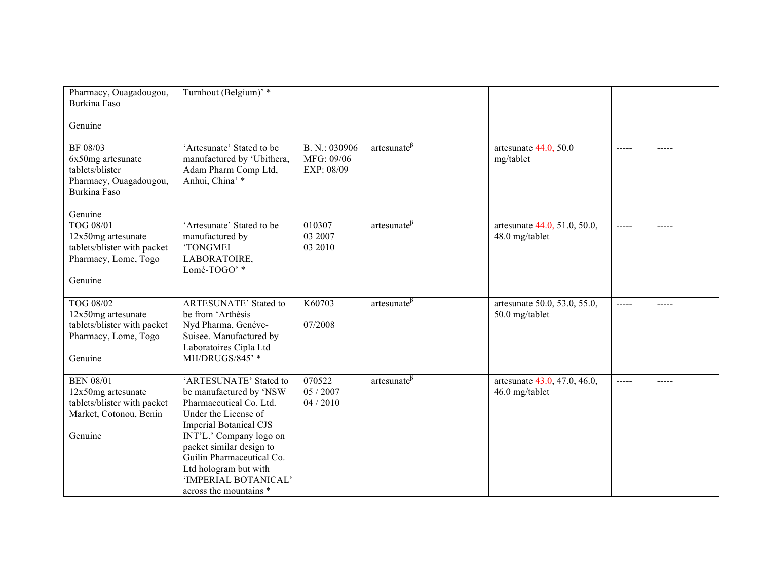| | | | | | | |
|---|---|---|---|---|---|---|
| Pharmacy, Ouagadougou, Burkina Faso<br><br>Genuine | Turnhout (Belgium)' * | | | | | |
| BF 08/03<br>6x50mg artesunate tablets/blister<br>Pharmacy, Ouagadougou, Burkina Faso<br><br>Genuine | 'Artesunate' Stated to be manufactured by 'Ubithera, Adam Pharm Comp Ltd, Anhui, China' * | B. N.: 030906<br>MFG: 09/06<br>EXP: 08/09 | artesunate$^{\beta}$ | artesunate 44.0, 50.0 mg/tablet | ----- | ----- |
| TOG 08/01<br>12x50mg artesunate tablets/blister with packet<br>Pharmacy, Lome, Togo<br><br>Genuine | 'Artesunate' Stated to be manufactured by 'TONGMEI LABORATOIRE, Lomé-TOGO' * | 010307<br>03 2007<br>03 2010 | artesunate$^{\beta}$ | artesunate 44.0, 51.0, 50.0, 48.0 mg/tablet | ----- | ----- |
| TOG 08/02<br>12x50mg artesunate tablets/blister with packet<br>Pharmacy, Lome, Togo<br><br>Genuine | ARTESUNATE' Stated to be from 'Arthésis Nyd Pharma, Genéve-Suisee. Manufactured by Laboratoires Cipla Ltd MH/DRUGS/845' * | K60703<br><br>07/2008 | artesunate$^{\beta}$ | artesunate 50.0, 53.0, 55.0, 50.0 mg/tablet | ----- | ----- |
| BEN 08/01<br>12x50mg artesunate tablets/blister with packet<br>Market, Cotonou, Benin<br><br>Genuine | 'ARTESUNATE' Stated to be manufactured by 'NSW Pharmaceutical Co. Ltd. Under the License of Imperial Botanical CJS INT'L.' Company logo on packet similar design to Guilin Pharmaceutical Co. Ltd hologram but with 'IMPERIAL BOTANICAL' across the mountains * | 070522<br>05 / 2007<br>04 / 2010 | artesunate$^{\beta}$ | artesunate 43.0, 47.0, 46.0, 46.0 mg/tablet | ----- | ----- |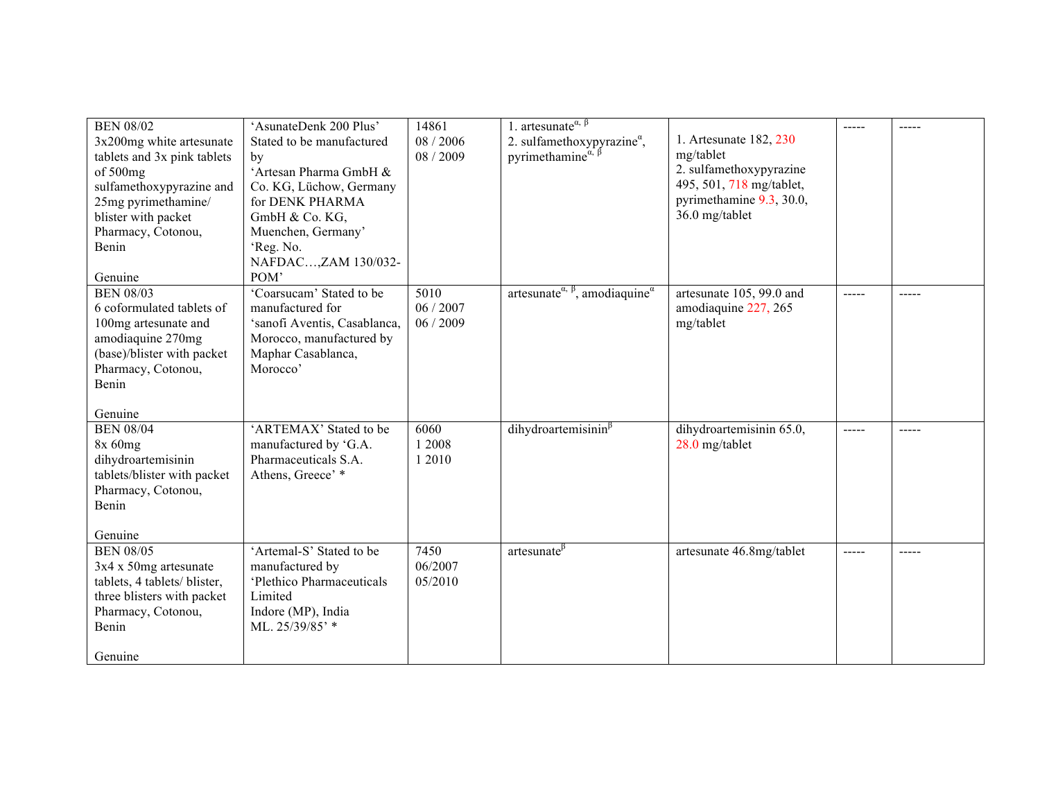| | | | | | | |
|---|---|---|---|---|---|---|
| BEN 08/02<br>3x200mg white artesunate tablets and 3x pink tablets of 500mg sulfamethoxypyrazine and 25mg pyrimethamine/ blister with packet<br>Pharmacy, Cotonou, Benin<br><br>Genuine | 'AsunateDenk 200 Plus' Stated to be manufactured by<br>'Artesan Pharma GmbH & Co. KG, Lüchow, Germany for DENK PHARMA GmbH & Co. KG, Muenchen, Germany'<br>'Reg. No. NAFDAC…,ZAM 130/032-POM' | 14861<br>08 / 2006<br>08 / 2009 | 1. artesunate[α, β]<br>2. sulfamethoxypyrazine[α], pyrimethamine[α, β] | 1. Artesunate 182, 230 mg/tablet<br>2. sulfamethoxypyrazine 495, 501, 718 mg/tablet, pyrimethamine 9.3, 30.0, 36.0 mg/tablet | ----- | ----- |
| BEN 08/03<br>6 coformulated tablets of 100mg artesunate and amodiaquine 270mg (base)/blister with packet<br>Pharmacy, Cotonou, Benin<br><br>Genuine | 'Coarsucam' Stated to be manufactured for 'sanofi Aventis, Casablanca, Morocco, manufactured by Maphar Casablanca, Morocco' | 5010<br>06 / 2007<br>06 / 2009 | artesunate[α, β], amodiaquine[α] | artesunate 105, 99.0 and amodiaquine 227, 265 mg/tablet | ----- | ----- |
| BEN 08/04<br>8x 60mg dihydroartemisinin tablets/blister with packet<br>Pharmacy, Cotonou, Benin<br><br>Genuine | 'ARTEMAX' Stated to be manufactured by 'G.A. Pharmaceuticals S.A. Athens, Greece' * | 6060<br>1 2008<br>1 2010 | dihydroartemisinin[β] | dihydroartemisinin 65.0, 28.0 mg/tablet | ----- | ----- |
| BEN 08/05<br>3x4 x 50mg artesunate tablets, 4 tablets/ blister, three blisters with packet<br>Pharmacy, Cotonou, Benin<br><br>Genuine | 'Artemal-S' Stated to be manufactured by<br>'Plethico Pharmaceuticals Limited<br>Indore (MP), India<br>ML. 25/39/85' * | 7450<br>06/2007<br>05/2010 | artesunate[β] | artesunate 46.8mg/tablet | ----- | ----- |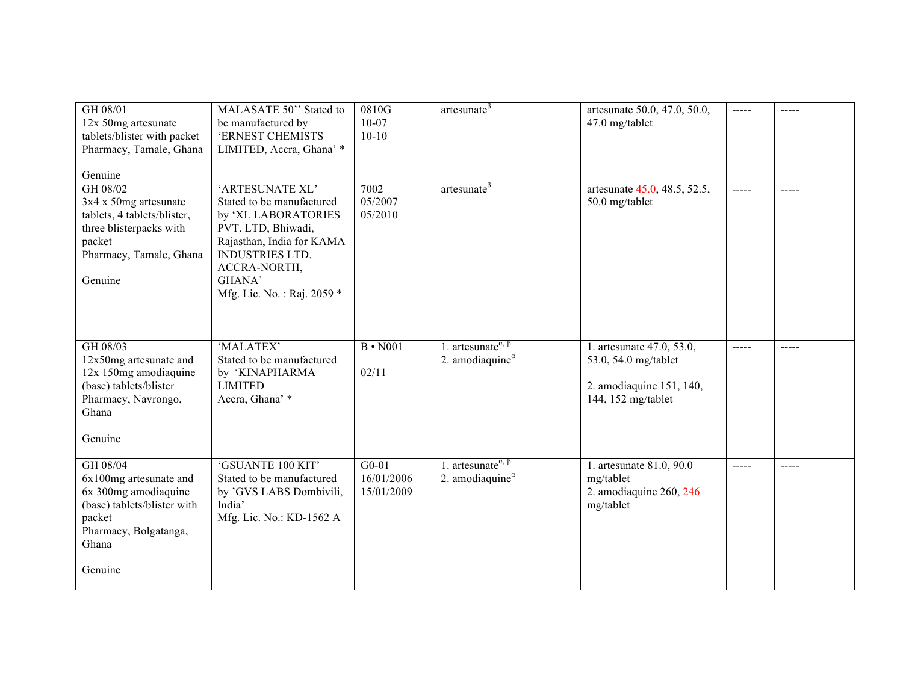| | | | | | | |
|---|---|---|---|---|---|---|
| GH 08/01<br>12x 50mg artesunate tablets/blister with packet<br>Pharmacy, Tamale, Ghana<br><br>Genuine | MALASATE 50'' Stated to be manufactured by 'ERNEST CHEMISTS LIMITED, Accra, Ghana' * | 0810G<br>10-07<br>10-10 | artesunate[β] | artesunate 50.0, 47.0, 50.0, 47.0 mg/tablet | ----- | ----- |
| GH 08/02<br>3x4 x 50mg artesunate tablets, 4 tablets/blister, three blisterpacks with packet<br>Pharmacy, Tamale, Ghana<br><br>Genuine | 'ARTESUNATE XL' Stated to be manufactured by 'XL LABORATORIES PVT. LTD, Bhiwadi, Rajasthan, India for KAMA INDUSTRIES LTD. ACCRA-NORTH, GHANA'<br>Mfg. Lic. No. : Raj. 2059 * | 7002<br>05/2007<br>05/2010 | artesunate[β] | artesunate 45.0, 48.5, 52.5, 50.0 mg/tablet | ----- | ----- |
| GH 08/03<br>12x50mg artesunate and 12x 150mg amodiaquine (base) tablets/blister<br>Pharmacy, Navrongo, Ghana<br><br>Genuine | 'MALATEX'<br>Stated to be manufactured by 'KINAPHARMA LIMITED<br>Accra, Ghana' * | B • N001<br><br>02/11 | 1. artesunate[α, β]<br>2. amodiaquine[α] | 1. artesunate 47.0, 53.0, 53.0, 54.0 mg/tablet<br><br>2. amodiaquine 151, 140, 144, 152 mg/tablet | ----- | ----- |
| GH 08/04<br>6x100mg artesunate and 6x 300mg amodiaquine (base) tablets/blister with packet<br>Pharmacy, Bolgatanga, Ghana<br><br>Genuine | 'GSUANTE 100 KIT'<br>Stated to be manufactured by 'GVS LABS Dombivili, India'<br>Mfg. Lic. No.: KD-1562 A | G0-01<br>16/01/2006<br>15/01/2009 | 1. artesunate[α, β]<br>2. amodiaquine[α] | 1. artesunate 81.0, 90.0 mg/tablet<br>2. amodiaquine 260, 246 mg/tablet | ----- | ----- |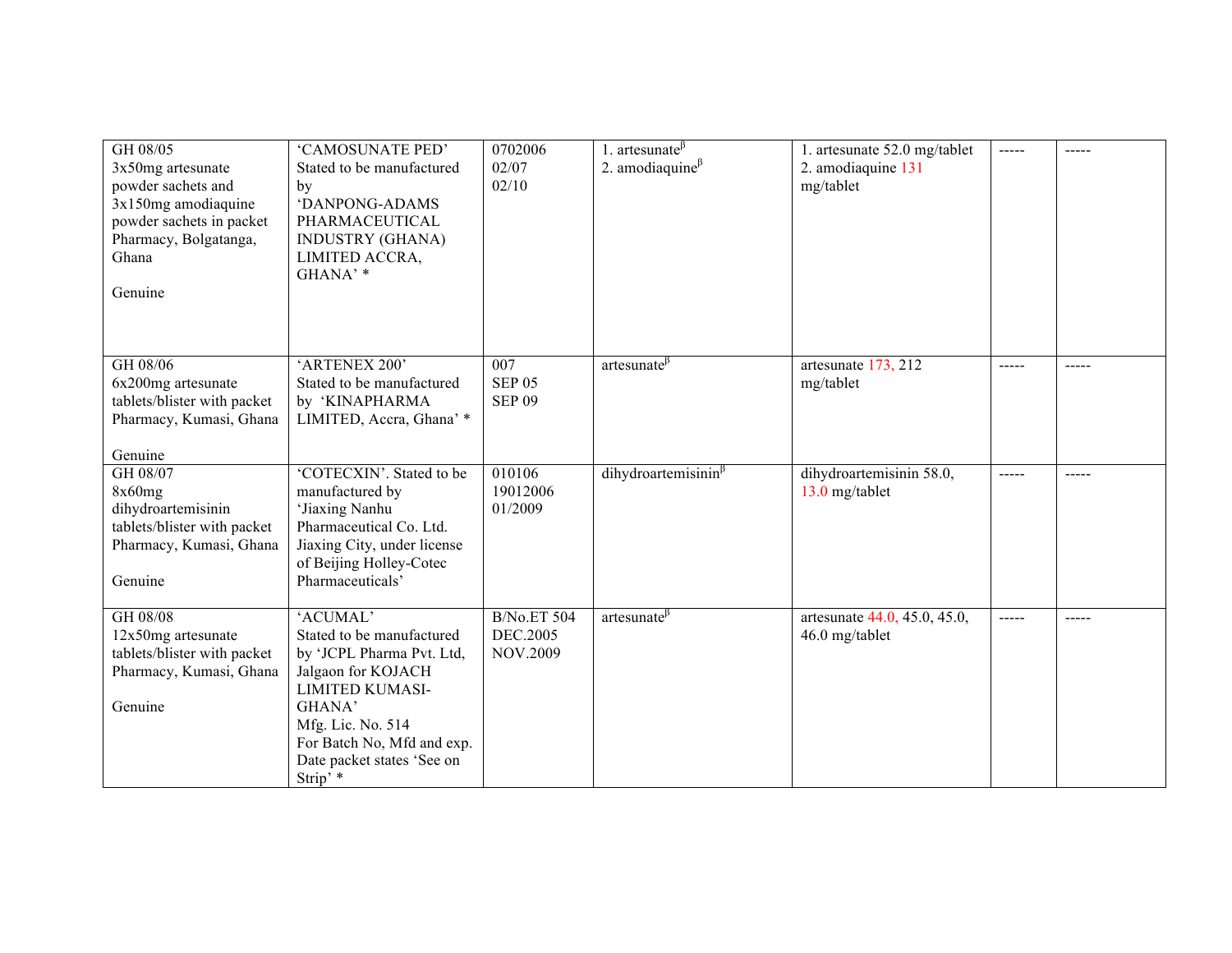| | | | | | | |
|---|---|---|---|---|---|---|
| GH 08/05<br>3x50mg artesunate powder sachets and 3x150mg amodiaquine powder sachets in packet Pharmacy, Bolgatanga, Ghana<br><br>Genuine | 'CAMOSUNATE PED'<br>Stated to be manufactured by<br>'DANPONG-ADAMS PHARMACEUTICAL INDUSTRY (GHANA) LIMITED ACCRA, GHANA' * | 0702006<br>02/07<br>02/10 | 1. artesunate[β]<br>2. amodiaquine[β] | 1. artesunate 52.0 mg/tablet<br>2. amodiaquine 131 mg/tablet | ----- | ----- |
| GH 08/06<br>6x200mg artesunate tablets/blister with packet Pharmacy, Kumasi, Ghana<br><br>Genuine | 'ARTENEX 200'<br>Stated to be manufactured by 'KINAPHARMA LIMITED, Accra, Ghana' * | 007<br>SEP 05<br>SEP 09 | artesunate[β] | artesunate 173, 212 mg/tablet | ----- | ----- |
| GH 08/07<br>8x60mg dihydroartemisinin tablets/blister with packet Pharmacy, Kumasi, Ghana<br><br>Genuine | 'COTECXIN'. Stated to be manufactured by 'Jiaxing Nanhu Pharmaceutical Co. Ltd. Jiaxing City, under license of Beijing Holley-Cotec Pharmaceuticals' | 010106<br>19012006<br>01/2009 | dihydroartemisinin[β] | dihydroartemisinin 58.0, 13.0 mg/tablet | ----- | ----- |
| GH 08/08<br>12x50mg artesunate tablets/blister with packet Pharmacy, Kumasi, Ghana<br><br>Genuine | 'ACUMAL'<br>Stated to be manufactured by 'JCPL Pharma Pvt. Ltd, Jalgaon for KOJACH LIMITED KUMASI-GHANA'<br>Mfg. Lic. No. 514<br>For Batch No, Mfd and exp. Date packet states 'See on Strip' * | B/No.ET 504<br>DEC.2005<br>NOV.2009 | artesunate[β] | artesunate 44.0, 45.0, 45.0, 46.0 mg/tablet | ----- | ----- |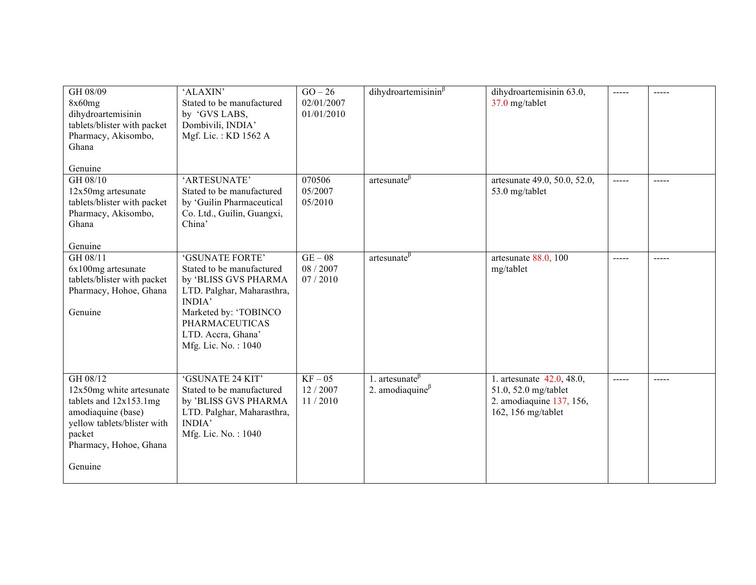| | | | | | | |
|---|---|---|---|---|---|---|
| GH 08/09<br>8x60mg dihydroartemisinin tablets/blister with packet<br>Pharmacy, Akisombo, Ghana<br><br>Genuine | 'ALAXIN'<br>Stated to be manufactured by 'GVS LABS, Dombivili, INDIA'<br>Mgf. Lic. : KD 1562 A | GO – 26<br>02/01/2007<br>01/01/2010 | dihydroartemisinin[β] | dihydroartemisinin 63.0, 37.0 mg/tablet | ----- | ----- |
| GH 08/10<br>12x50mg artesunate tablets/blister with packet<br>Pharmacy, Akisombo, Ghana<br><br>Genuine | 'ARTESUNATE'<br>Stated to be manufactured by 'Guilin Pharmaceutical Co. Ltd., Guilin, Guangxi, China' | 070506<br>05/2007<br>05/2010 | artesunate[β] | artesunate 49.0, 50.0, 52.0, 53.0 mg/tablet | ----- | ----- |
| GH 08/11<br>6x100mg artesunate tablets/blister with packet<br>Pharmacy, Hohoe, Ghana<br><br>Genuine | 'GSUNATE FORTE'<br>Stated to be manufactured by 'BLISS GVS PHARMA LTD. Palghar, Maharasthra, INDIA'<br>Marketed by: 'TOBINCO PHARMACEUTICAS LTD. Accra, Ghana'<br>Mfg. Lic. No. : 1040 | GE – 08<br>08 / 2007<br>07 / 2010 | artesunate[β] | artesunate 88.0, 100 mg/tablet | ----- | ----- |
| GH 08/12<br>12x50mg white artesunate tablets and 12x153.1mg amodiaquine (base) yellow tablets/blister with packet<br>Pharmacy, Hohoe, Ghana<br><br>Genuine | 'GSUNATE 24 KIT'<br>Stated to be manufactured by 'BLISS GVS PHARMA LTD. Palghar, Maharasthra, INDIA'<br>Mfg. Lic. No. : 1040 | KF – 05<br>12 / 2007<br>11 / 2010 | 1. artesunate[β]<br>2. amodiaquine[β] | 1. artesunate 42.0, 48.0, 51.0, 52.0 mg/tablet<br>2. amodiaquine 137, 156, 162, 156 mg/tablet | ----- | ----- |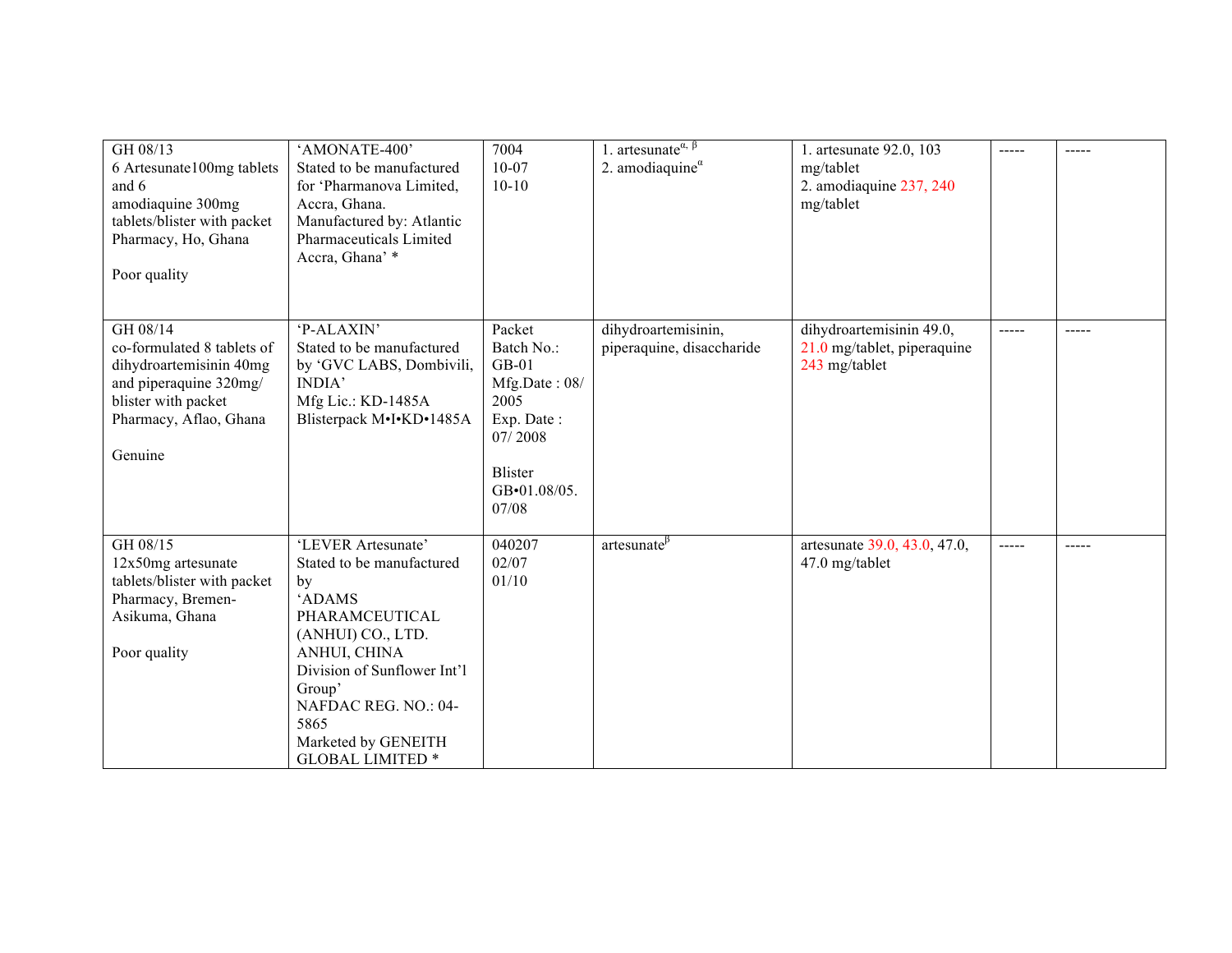| | | | | | | |
|---|---|---|---|---|---|---|
| GH 08/13<br>6 Artesunate100mg tablets and 6 amodiaquine 300mg tablets/blister with packet<br>Pharmacy, Ho, Ghana<br><br>Poor quality | 'AMONATE-400'<br>Stated to be manufactured for 'Pharmanova Limited, Accra, Ghana.<br>Manufactured by: Atlantic Pharmaceuticals Limited Accra, Ghana' * | 7004<br>10-07<br>10-10 | 1. artesunate$^{\alpha, \beta}$<br>2. amodiaquine$^{\alpha}$ | 1. artesunate 92.0, 103 mg/tablet<br>2. amodiaquine 237, 240 mg/tablet | ----- | ----- |
| GH 08/14<br>co-formulated 8 tablets of dihydroartemisinin 40mg and piperaquine 320mg/ blister with packet<br>Pharmacy, Aflao, Ghana<br><br>Genuine | 'P-ALAXIN'<br>Stated to be manufactured by 'GVC LABS, Dombivili, INDIA'<br>Mfg Lic.: KD-1485A<br>Blisterpack M•I•KD•1485A | Packet<br>Batch No.: GB-01<br>Mfg.Date : 08/ 2005<br>Exp. Date : 07/ 2008<br><br>Blister<br>GB•01.08/05. 07/08 | dihydroartemisinin, piperaquine, disaccharide | dihydroartemisinin 49.0, 21.0 mg/tablet, piperaquine 243 mg/tablet | ----- | ----- |
| GH 08/15<br>12x50mg artesunate tablets/blister with packet<br>Pharmacy, Bremen-Asikuma, Ghana<br><br>Poor quality | 'LEVER Artesunate'<br>Stated to be manufactured by<br>'ADAMS PHARAMCEUTICAL (ANHUI) CO., LTD. ANHUI, CHINA<br>Division of Sunflower Int'l Group'<br>NAFDAC REG. NO.: 04-5865<br>Marketed by GENEITH GLOBAL LIMITED * | 040207<br>02/07<br>01/10 | artesunate$^{\beta}$ | artesunate 39.0, 43.0, 47.0, 47.0 mg/tablet | ----- | ----- |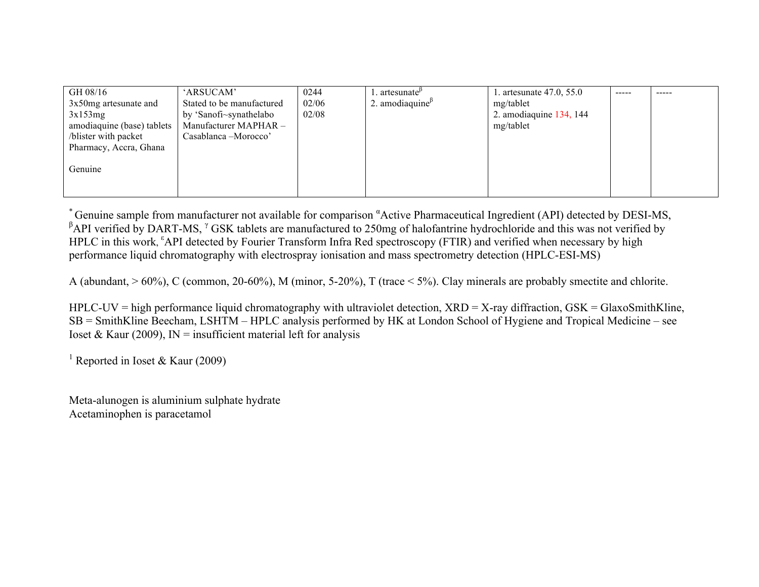| | | | | | | |
|---|---|---|---|---|---|---|
| GH 08/16<br>3x50mg artesunate and 3x153mg amodiaquine (base) tablets /blister with packet<br>Pharmacy, Accra, Ghana<br><br>Genuine | 'ARSUCAM'<br>Stated to be manufactured by 'Sanofi~synathelabo Manufacturer MAPHAR – Casablanca –Morocco' | 0244<br>02/06<br>02/08 | 1. artesunate[β]<br>2. amodiaquine[β] | 1. artesunate 47.0, 55.0 mg/tablet<br>2. amodiaquine 134, 144 mg/tablet | ----- | ----- |

[*] Genuine sample from manufacturer not available for comparison [α]Active Pharmaceutical Ingredient (API) detected by DESI-MS, [β]API verified by DART-MS, [γ] GSK tablets are manufactured to 250mg of halofantrine hydrochloride and this was not verified by HPLC in this work, [ε]API detected by Fourier Transform Infra Red spectroscopy (FTIR) and verified when necessary by high performance liquid chromatography with electrospray ionisation and mass spectrometry detection (HPLC-ESI-MS)

A (abundant, > 60%), C (common, 20-60%), M (minor, 5-20%), T (trace < 5%). Clay minerals are probably smectite and chlorite.

HPLC-UV = high performance liquid chromatography with ultraviolet detection, XRD = X-ray diffraction, GSK = GlaxoSmithKline, SB = SmithKline Beecham, LSHTM – HPLC analysis performed by HK at London School of Hygiene and Tropical Medicine – see Ioset & Kaur (2009), IN = insufficient material left for analysis

[1] Reported in Ioset & Kaur (2009)

Meta-alunogen is aluminium sulphate hydrate
Acetaminophen is paracetamol